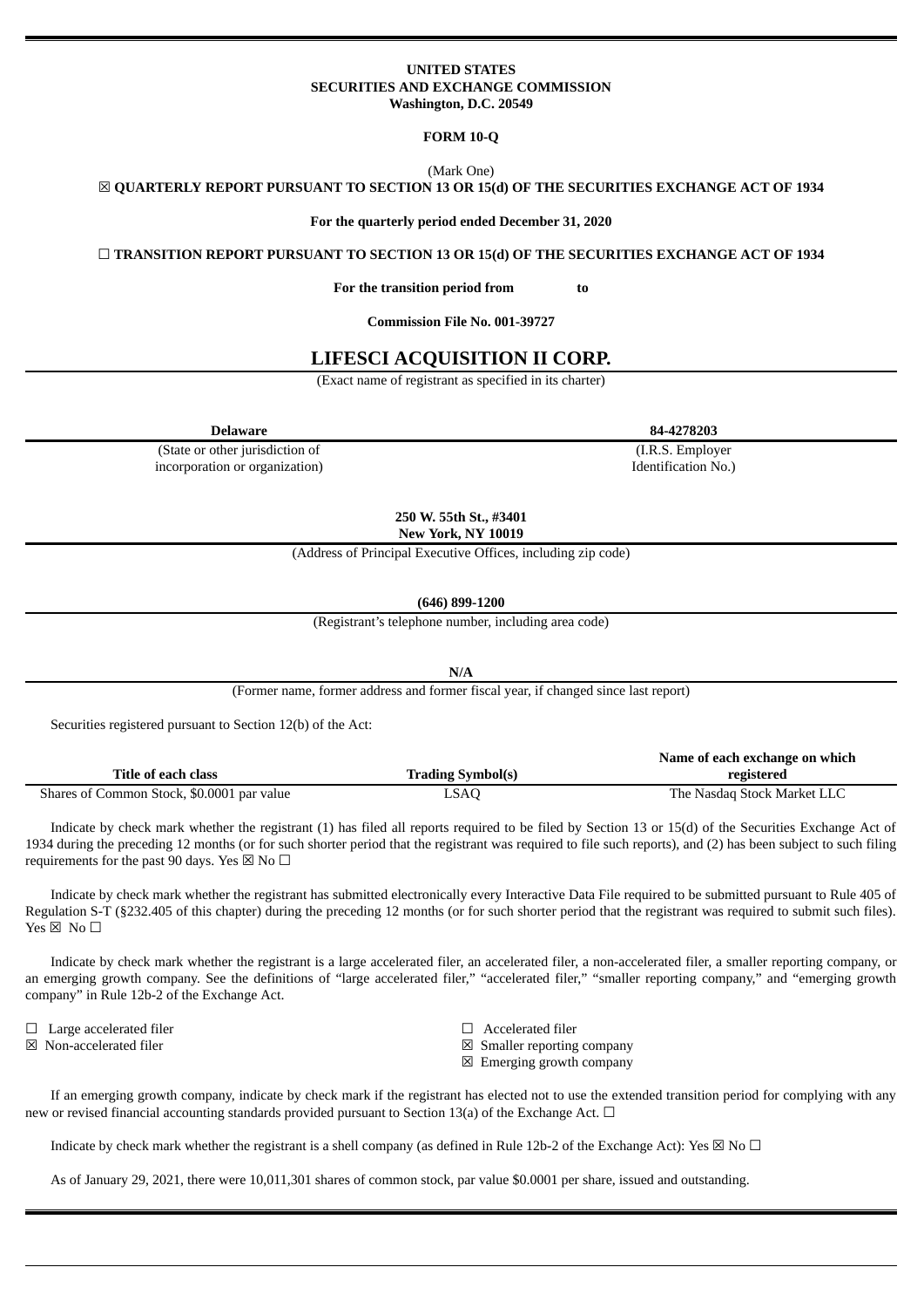**UNITED STATES**
**SECURITIES AND EXCHANGE COMMISSION**
**Washington, D.C. 20549**

**FORM 10-Q**

(Mark One)

☒ **QUARTERLY REPORT PURSUANT TO SECTION 13 OR 15(d) OF THE SECURITIES EXCHANGE ACT OF 1934**

**For the quarterly period ended December 31, 2020**

☐ **TRANSITION REPORT PURSUANT TO SECTION 13 OR 15(d) OF THE SECURITIES EXCHANGE ACT OF 1934**

**For the transition period from to**

**Commission File No. 001-39727**

# LIFESCI ACQUISITION II CORP.

(Exact name of registrant as specified in its charter)

| **Delaware** | **84-4278203** |
|---|---|
| (State or other jurisdiction of incorporation or organization) | (I.R.S. Employer Identification No.) |

**250 W. 55th St., #3401**
**New York, NY 10019**

(Address of Principal Executive Offices, including zip code)

**(646) 899-1200**

(Registrant's telephone number, including area code)

**N/A**

(Former name, former address and former fiscal year, if changed since last report)

Securities registered pursuant to Section 12(b) of the Act:

| Title of each class | Trading Symbol(s) | Name of each exchange on which registered |
|---|---|---|
| Shares of Common Stock, $0.0001 par value | LSAQ | The Nasdaq Stock Market LLC |

Indicate by check mark whether the registrant (1) has filed all reports required to be filed by Section 13 or 15(d) of the Securities Exchange Act of 1934 during the preceding 12 months (or for such shorter period that the registrant was required to file such reports), and (2) has been subject to such filing requirements for the past 90 days. Yes ☒ No ☐

Indicate by check mark whether the registrant has submitted electronically every Interactive Data File required to be submitted pursuant to Rule 405 of Regulation S-T (§232.405 of this chapter) during the preceding 12 months (or for such shorter period that the registrant was required to submit such files). Yes ☒ No ☐

Indicate by check mark whether the registrant is a large accelerated filer, an accelerated filer, a non-accelerated filer, a smaller reporting company, or an emerging growth company. See the definitions of "large accelerated filer," "accelerated filer," "smaller reporting company," and "emerging growth company" in Rule 12b-2 of the Exchange Act.

| | |
|---|---|
| ☐ Large accelerated filer | ☐ Accelerated filer |
| ☒ Non-accelerated filer | ☒ Smaller reporting company |
| | ☒ Emerging growth company |

If an emerging growth company, indicate by check mark if the registrant has elected not to use the extended transition period for complying with any new or revised financial accounting standards provided pursuant to Section 13(a) of the Exchange Act. ☐

Indicate by check mark whether the registrant is a shell company (as defined in Rule 12b-2 of the Exchange Act): Yes ☒ No ☐

As of January 29, 2021, there were 10,011,301 shares of common stock, par value $0.0001 per share, issued and outstanding.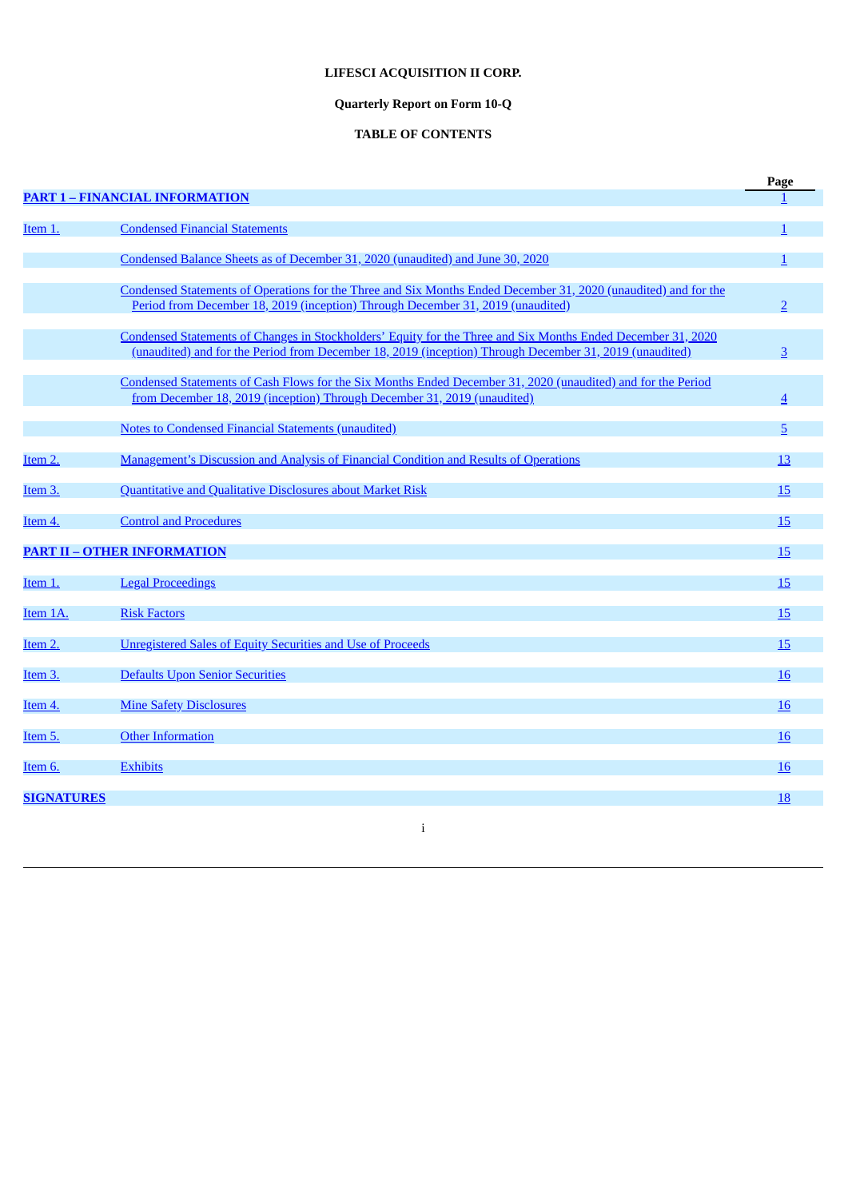**LIFESCI ACQUISITION II CORP.**

**Quarterly Report on Form 10-Q**

**TABLE OF CONTENTS**

| | | Page |
|---|---|---|
| **PART 1 – FINANCIAL INFORMATION** | | 1 |
| Item 1. | Condensed Financial Statements | 1 |
| | Condensed Balance Sheets as of December 31, 2020 (unaudited) and June 30, 2020 | 1 |
| | Condensed Statements of Operations for the Three and Six Months Ended December 31, 2020 (unaudited) and for the Period from December 18, 2019 (inception) Through December 31, 2019 (unaudited) | 2 |
| | Condensed Statements of Changes in Stockholders' Equity for the Three and Six Months Ended December 31, 2020 (unaudited) and for the Period from December 18, 2019 (inception) Through December 31, 2019 (unaudited) | 3 |
| | Condensed Statements of Cash Flows for the Six Months Ended December 31, 2020 (unaudited) and for the Period from December 18, 2019 (inception) Through December 31, 2019 (unaudited) | 4 |
| | Notes to Condensed Financial Statements (unaudited) | 5 |
| Item 2. | Management's Discussion and Analysis of Financial Condition and Results of Operations | 13 |
| Item 3. | Quantitative and Qualitative Disclosures about Market Risk | 15 |
| Item 4. | Control and Procedures | 15 |
| **PART II – OTHER INFORMATION** | | 15 |
| Item 1. | Legal Proceedings | 15 |
| Item 1A. | Risk Factors | 15 |
| Item 2. | Unregistered Sales of Equity Securities and Use of Proceeds | 15 |
| Item 3. | Defaults Upon Senior Securities | 16 |
| Item 4. | Mine Safety Disclosures | 16 |
| Item 5. | Other Information | 16 |
| Item 6. | Exhibits | 16 |
| **SIGNATURES** | | 18 |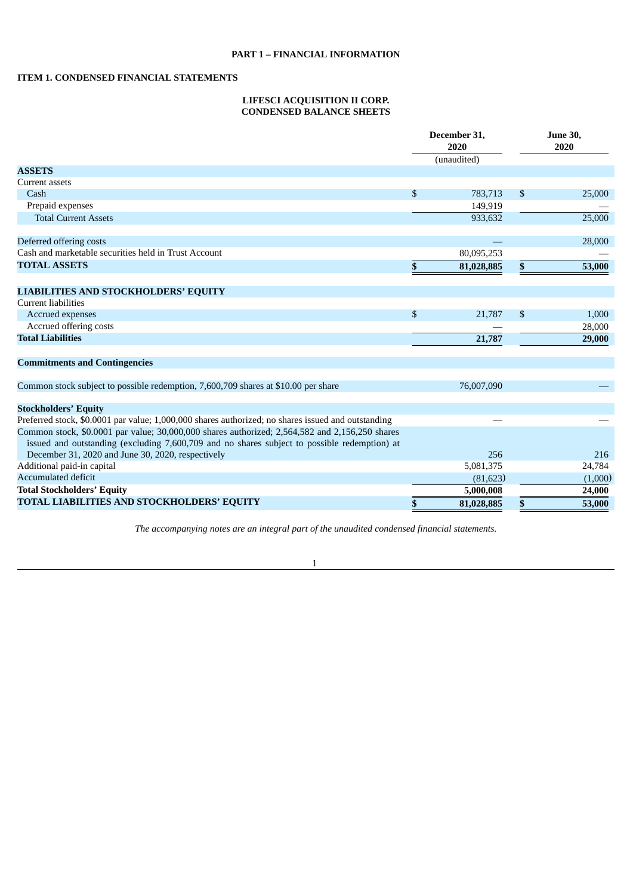**PART 1 – FINANCIAL INFORMATION**

**ITEM 1. CONDENSED FINANCIAL STATEMENTS**

**LIFESCI ACQUISITION II CORP.**
**CONDENSED BALANCE SHEETS**

| | December 31, 2020 | June 30, 2020 |
|---|---|---|
| | (unaudited) | |
| **ASSETS** | | |
| Current assets | | |
| Cash | $ 783,713 | $ 25,000 |
| Prepaid expenses | 149,919 | — |
| Total Current Assets | 933,632 | 25,000 |
| | | |
| Deferred offering costs | — | 28,000 |
| Cash and marketable securities held in Trust Account | 80,095,253 | — |
| **TOTAL ASSETS** | **$ 81,028,885** | **$ 53,000** |
| | | |
| **LIABILITIES AND STOCKHOLDERS' EQUITY** | | |
| Current liabilities | | |
| Accrued expenses | $ 21,787 | $ 1,000 |
| Accrued offering costs | — | 28,000 |
| **Total Liabilities** | **21,787** | **29,000** |
| | | |
| **Commitments and Contingencies** | | |
| | | |
| Common stock subject to possible redemption, 7,600,709 shares at $10.00 per share | 76,007,090 | — |
| | | |
| **Stockholders' Equity** | | |
| Preferred stock, $0.0001 par value; 1,000,000 shares authorized; no shares issued and outstanding | — | — |
| Common stock, $0.0001 par value; 30,000,000 shares authorized; 2,564,582 and 2,156,250 shares issued and outstanding (excluding 7,600,709 and no shares subject to possible redemption) at December 31, 2020 and June 30, 2020, respectively | 256 | 216 |
| Additional paid-in capital | 5,081,375 | 24,784 |
| Accumulated deficit | (81,623) | (1,000) |
| **Total Stockholders' Equity** | **5,000,008** | **24,000** |
| **TOTAL LIABILITIES AND STOCKHOLDERS' EQUITY** | **$ 81,028,885** | **$ 53,000** |

*The accompanying notes are an integral part of the unaudited condensed financial statements.*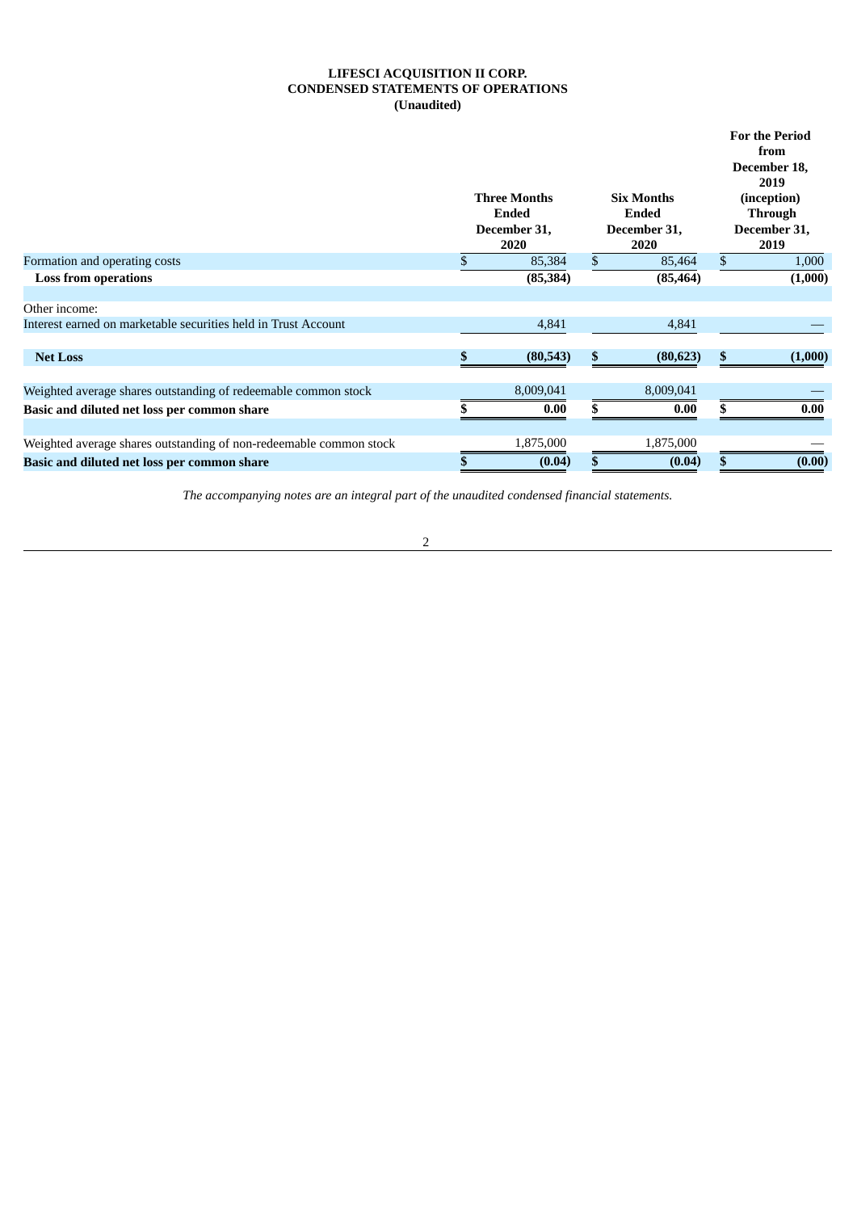**LIFESCI ACQUISITION II CORP.**
**CONDENSED STATEMENTS OF OPERATIONS**
**(Unaudited)**

| | Three Months Ended December 31, 2020 | Six Months Ended December 31, 2020 | For the Period from December 18, 2019 (inception) Through December 31, 2019 |
|---|---|---|---|
| Formation and operating costs | $ 85,384 | $ 85,464 | $ 1,000 |
| **Loss from operations** | **(85,384)** | **(85,464)** | **(1,000)** |
| | | | |
| Other income: | | | |
| Interest earned on marketable securities held in Trust Account | 4,841 | 4,841 | — |
| | | | |
| **Net Loss** | **$ (80,543)** | **$ (80,623)** | **$ (1,000)** |
| | | | |
| Weighted average shares outstanding of redeemable common stock | 8,009,041 | 8,009,041 | — |
| **Basic and diluted net loss per common share** | **$ 0.00** | **$ 0.00** | **$ 0.00** |
| | | | |
| Weighted average shares outstanding of non-redeemable common stock | 1,875,000 | 1,875,000 | — |
| **Basic and diluted net loss per common share** | **$ (0.04)** | **$ (0.04)** | **$ (0.00)** |

*The accompanying notes are an integral part of the unaudited condensed financial statements.*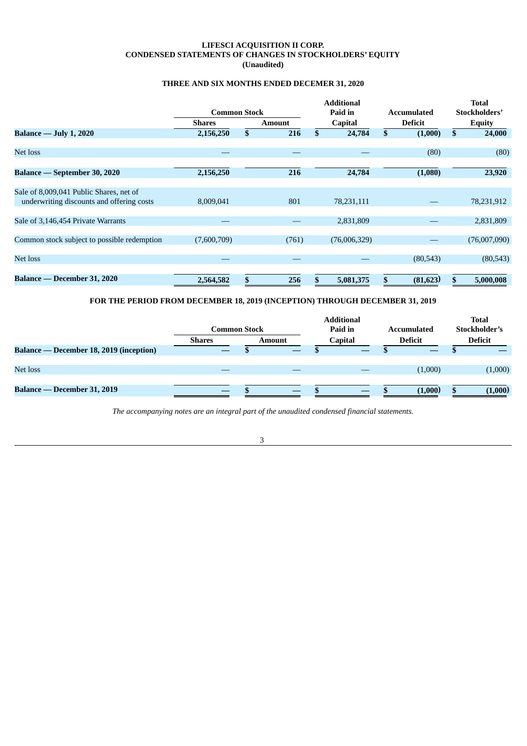**LIFESCI ACQUISITION II CORP.**
**CONDENSED STATEMENTS OF CHANGES IN STOCKHOLDERS' EQUITY**
**(Unaudited)**

**THREE AND SIX MONTHS ENDED DECEMER 31, 2020**

| | Common Stock | | Additional Paid in | Accumulated | Total Stockholders' |
|---|---|---|---|---|---|
| | Shares | Amount | Capital | Deficit | Equity |
| **Balance — July 1, 2020** | **2,156,250** | **$ 216** | **$ 24,784** | **$ (1,000)** | **$ 24,000** |
| Net loss | — | — | — | (80) | (80) |
| **Balance — September 30, 2020** | **2,156,250** | **216** | **24,784** | **(1,080)** | **23,920** |
| Sale of 8,009,041 Public Shares, net of underwriting discounts and offering costs | 8,009,041 | 801 | 78,231,111 | — | 78,231,912 |
| Sale of 3,146,454 Private Warrants | — | — | 2,831,809 | — | 2,831,809 |
| Common stock subject to possible redemption | (7,600,709) | (761) | (76,006,329) | — | (76,007,090) |
| Net loss | — | — | — | (80,543) | (80,543) |
| **Balance — December 31, 2020** | **2,564,582** | **$ 256** | **$ 5,081,375** | **$ (81,623)** | **$ 5,000,008** |

**FOR THE PERIOD FROM DECEMBER 18, 2019 (INCEPTION) THROUGH DECEMBER 31, 2019**

| | Common Stock | | Additional Paid in | Accumulated | Total Stockholder's |
|---|---|---|---|---|---|
| | Shares | Amount | Capital | Deficit | Deficit |
| **Balance — December 18, 2019 (inception)** | — | $ — | $ — | $ — | $ — |
| Net loss | — | — | — | (1,000) | (1,000) |
| **Balance — December 31, 2019** | — | **$ —** | **$ —** | **$ (1,000)** | **$ (1,000)** |

*The accompanying notes are an integral part of the unaudited condensed financial statements.*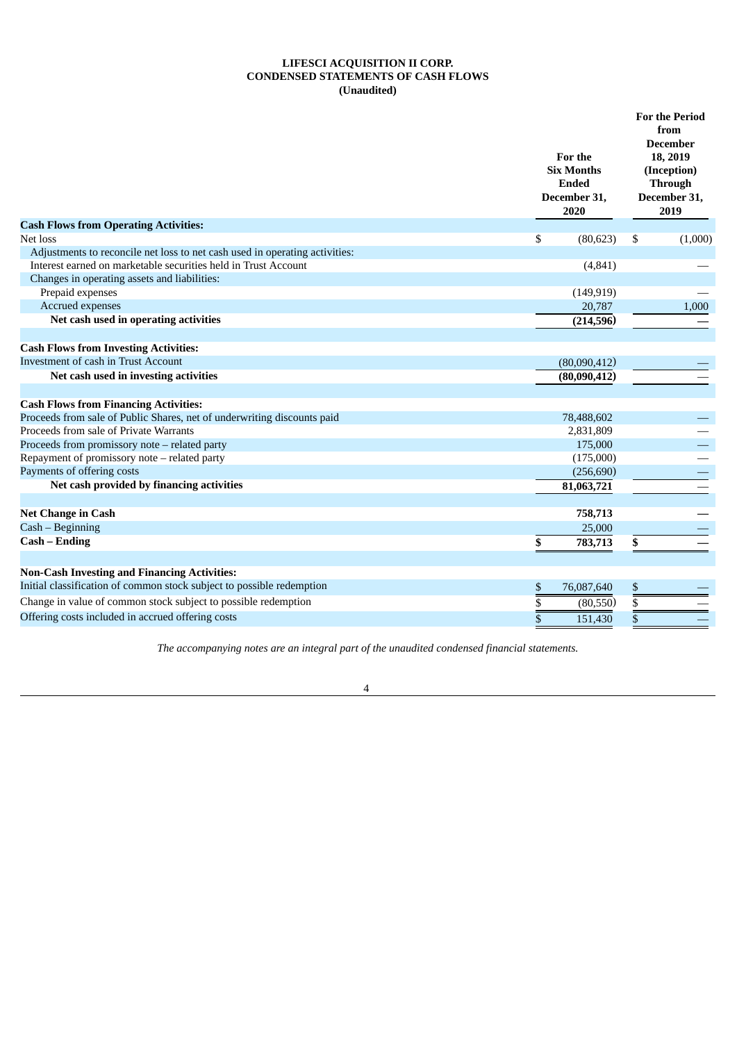**LIFESCI ACQUISITION II CORP.**
**CONDENSED STATEMENTS OF CASH FLOWS**
**(Unaudited)**

| | For the Six Months Ended December 31, 2020 | For the Period from December 18, 2019 (Inception) Through December 31, 2019 |
|---|---|---|
| **Cash Flows from Operating Activities:** | | |
| Net loss | $ (80,623) | $ (1,000) |
| Adjustments to reconcile net loss to net cash used in operating activities: | | |
| Interest earned on marketable securities held in Trust Account | (4,841) | — |
| Changes in operating assets and liabilities: | | |
| Prepaid expenses | (149,919) | — |
| Accrued expenses | 20,787 | 1,000 |
| **Net cash used in operating activities** | **(214,596)** | **—** |
| | | |
| **Cash Flows from Investing Activities:** | | |
| Investment of cash in Trust Account | (80,090,412) | — |
| **Net cash used in investing activities** | **(80,090,412)** | — |
| | | |
| **Cash Flows from Financing Activities:** | | |
| Proceeds from sale of Public Shares, net of underwriting discounts paid | 78,488,602 | — |
| Proceeds from sale of Private Warrants | 2,831,809 | — |
| Proceeds from promissory note – related party | 175,000 | — |
| Repayment of promissory note – related party | (175,000) | — |
| Payments of offering costs | (256,690) | — |
| **Net cash provided by financing activities** | **81,063,721** | — |
| | | |
| **Net Change in Cash** | **758,713** | **—** |
| Cash – Beginning | 25,000 | — |
| **Cash – Ending** | **$ 783,713** | **$ —** |
| | | |
| **Non-Cash Investing and Financing Activities:** | | |
| Initial classification of common stock subject to possible redemption | $ 76,087,640 | $ — |
| Change in value of common stock subject to possible redemption | $ (80,550) | $ — |
| Offering costs included in accrued offering costs | $ 151,430 | $ — |

*The accompanying notes are an integral part of the unaudited condensed financial statements.*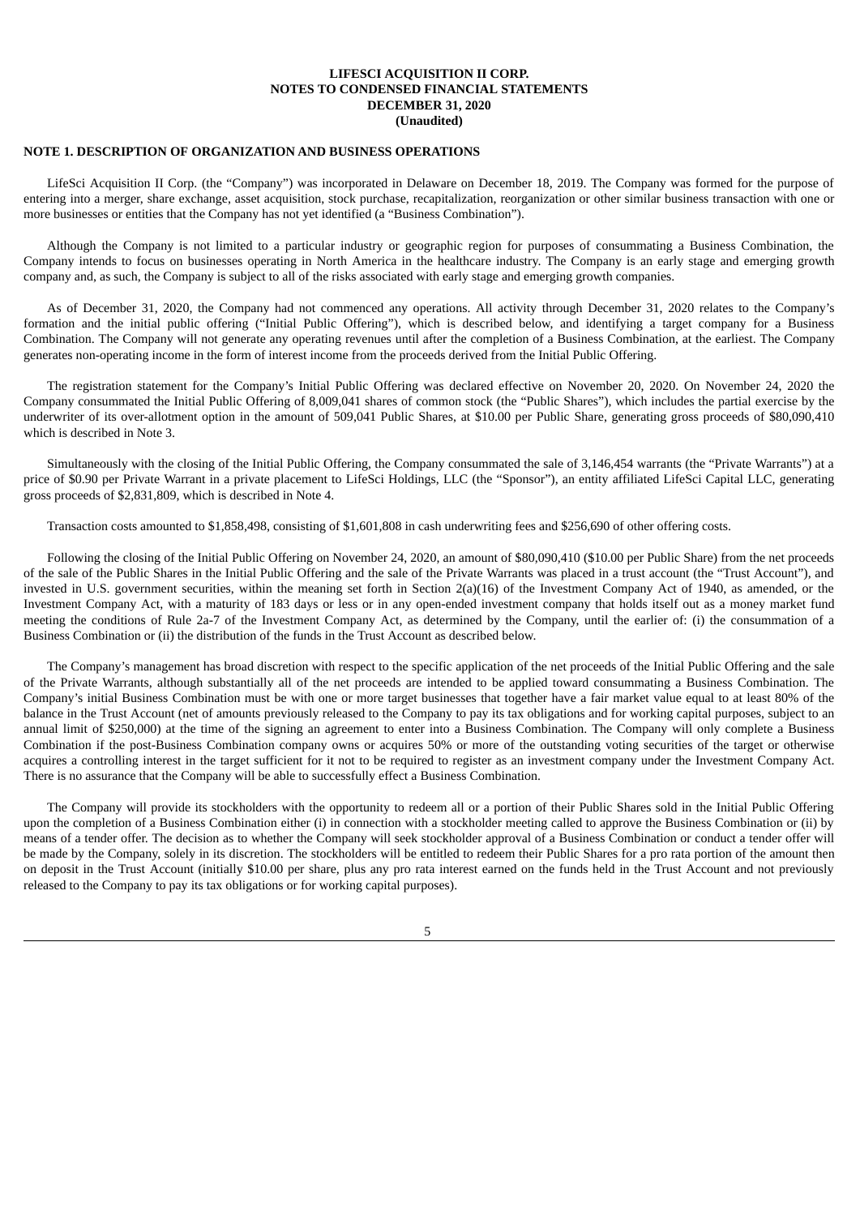**LIFESCI ACQUISITION II CORP.**
**NOTES TO CONDENSED FINANCIAL STATEMENTS**
**DECEMBER 31, 2020**
**(Unaudited)**

**NOTE 1. DESCRIPTION OF ORGANIZATION AND BUSINESS OPERATIONS**

LifeSci Acquisition II Corp. (the "Company") was incorporated in Delaware on December 18, 2019. The Company was formed for the purpose of entering into a merger, share exchange, asset acquisition, stock purchase, recapitalization, reorganization or other similar business transaction with one or more businesses or entities that the Company has not yet identified (a "Business Combination").

Although the Company is not limited to a particular industry or geographic region for purposes of consummating a Business Combination, the Company intends to focus on businesses operating in North America in the healthcare industry. The Company is an early stage and emerging growth company and, as such, the Company is subject to all of the risks associated with early stage and emerging growth companies.

As of December 31, 2020, the Company had not commenced any operations. All activity through December 31, 2020 relates to the Company's formation and the initial public offering ("Initial Public Offering"), which is described below, and identifying a target company for a Business Combination. The Company will not generate any operating revenues until after the completion of a Business Combination, at the earliest. The Company generates non-operating income in the form of interest income from the proceeds derived from the Initial Public Offering.

The registration statement for the Company's Initial Public Offering was declared effective on November 20, 2020. On November 24, 2020 the Company consummated the Initial Public Offering of 8,009,041 shares of common stock (the "Public Shares"), which includes the partial exercise by the underwriter of its over-allotment option in the amount of 509,041 Public Shares, at $10.00 per Public Share, generating gross proceeds of $80,090,410 which is described in Note 3.

Simultaneously with the closing of the Initial Public Offering, the Company consummated the sale of 3,146,454 warrants (the "Private Warrants") at a price of $0.90 per Private Warrant in a private placement to LifeSci Holdings, LLC (the "Sponsor"), an entity affiliated LifeSci Capital LLC, generating gross proceeds of $2,831,809, which is described in Note 4.

Transaction costs amounted to $1,858,498, consisting of $1,601,808 in cash underwriting fees and $256,690 of other offering costs.

Following the closing of the Initial Public Offering on November 24, 2020, an amount of $80,090,410 ($10.00 per Public Share) from the net proceeds of the sale of the Public Shares in the Initial Public Offering and the sale of the Private Warrants was placed in a trust account (the "Trust Account"), and invested in U.S. government securities, within the meaning set forth in Section 2(a)(16) of the Investment Company Act of 1940, as amended, or the Investment Company Act, with a maturity of 183 days or less or in any open-ended investment company that holds itself out as a money market fund meeting the conditions of Rule 2a-7 of the Investment Company Act, as determined by the Company, until the earlier of: (i) the consummation of a Business Combination or (ii) the distribution of the funds in the Trust Account as described below.

The Company's management has broad discretion with respect to the specific application of the net proceeds of the Initial Public Offering and the sale of the Private Warrants, although substantially all of the net proceeds are intended to be applied toward consummating a Business Combination. The Company's initial Business Combination must be with one or more target businesses that together have a fair market value equal to at least 80% of the balance in the Trust Account (net of amounts previously released to the Company to pay its tax obligations and for working capital purposes, subject to an annual limit of $250,000) at the time of the signing an agreement to enter into a Business Combination. The Company will only complete a Business Combination if the post-Business Combination company owns or acquires 50% or more of the outstanding voting securities of the target or otherwise acquires a controlling interest in the target sufficient for it not to be required to register as an investment company under the Investment Company Act. There is no assurance that the Company will be able to successfully effect a Business Combination.

The Company will provide its stockholders with the opportunity to redeem all or a portion of their Public Shares sold in the Initial Public Offering upon the completion of a Business Combination either (i) in connection with a stockholder meeting called to approve the Business Combination or (ii) by means of a tender offer. The decision as to whether the Company will seek stockholder approval of a Business Combination or conduct a tender offer will be made by the Company, solely in its discretion. The stockholders will be entitled to redeem their Public Shares for a pro rata portion of the amount then on deposit in the Trust Account (initially $10.00 per share, plus any pro rata interest earned on the funds held in the Trust Account and not previously released to the Company to pay its tax obligations or for working capital purposes).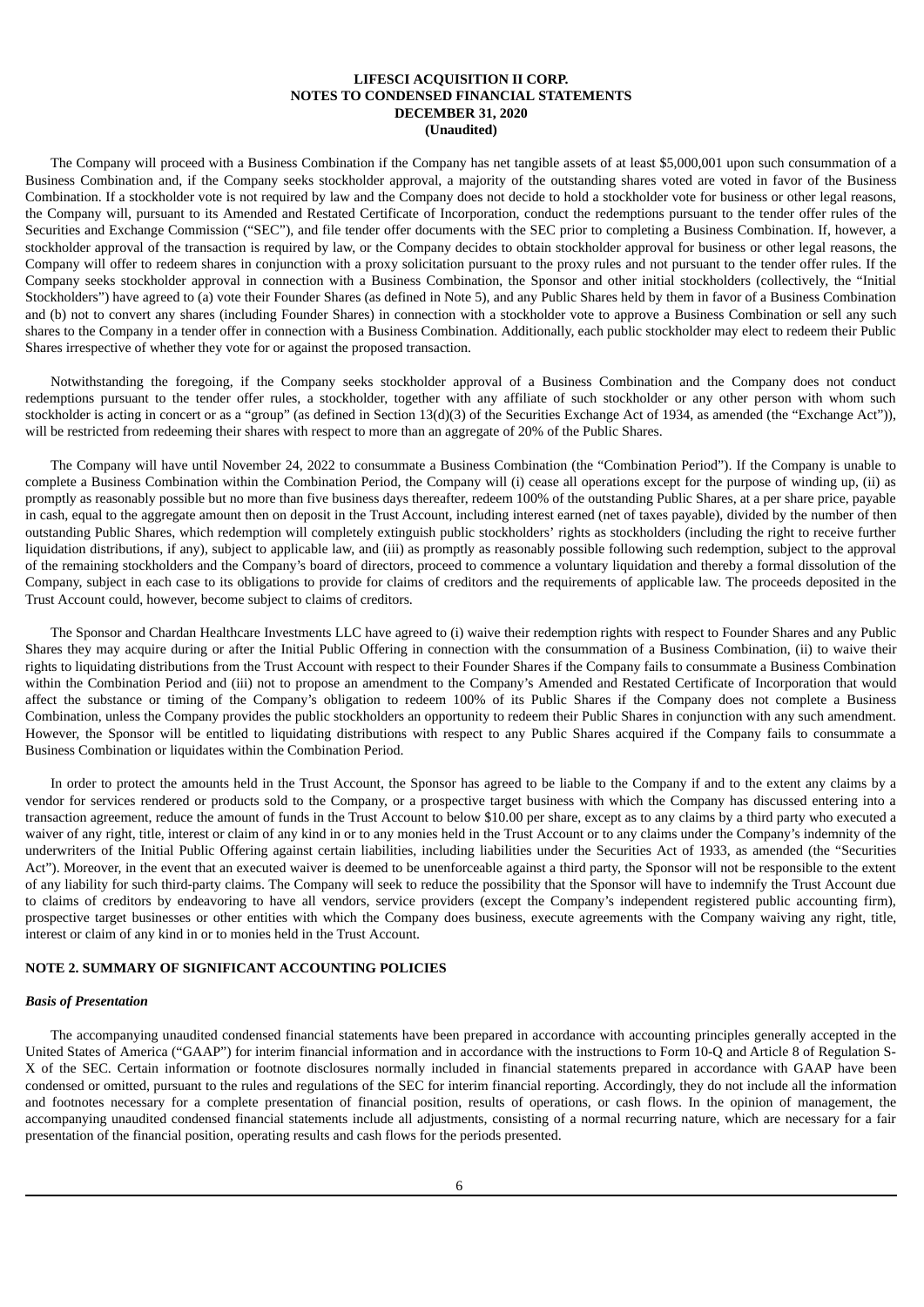The Company will proceed with a Business Combination if the Company has net tangible assets of at least $5,000,001 upon such consummation of a Business Combination and, if the Company seeks stockholder approval, a majority of the outstanding shares voted are voted in favor of the Business Combination. If a stockholder vote is not required by law and the Company does not decide to hold a stockholder vote for business or other legal reasons, the Company will, pursuant to its Amended and Restated Certificate of Incorporation, conduct the redemptions pursuant to the tender offer rules of the Securities and Exchange Commission ("SEC"), and file tender offer documents with the SEC prior to completing a Business Combination. If, however, a stockholder approval of the transaction is required by law, or the Company decides to obtain stockholder approval for business or other legal reasons, the Company will offer to redeem shares in conjunction with a proxy solicitation pursuant to the proxy rules and not pursuant to the tender offer rules. If the Company seeks stockholder approval in connection with a Business Combination, the Sponsor and other initial stockholders (collectively, the "Initial Stockholders") have agreed to (a) vote their Founder Shares (as defined in Note 5), and any Public Shares held by them in favor of a Business Combination and (b) not to convert any shares (including Founder Shares) in connection with a stockholder vote to approve a Business Combination or sell any such shares to the Company in a tender offer in connection with a Business Combination. Additionally, each public stockholder may elect to redeem their Public Shares irrespective of whether they vote for or against the proposed transaction.

Notwithstanding the foregoing, if the Company seeks stockholder approval of a Business Combination and the Company does not conduct redemptions pursuant to the tender offer rules, a stockholder, together with any affiliate of such stockholder or any other person with whom such stockholder is acting in concert or as a "group" (as defined in Section 13(d)(3) of the Securities Exchange Act of 1934, as amended (the "Exchange Act")), will be restricted from redeeming their shares with respect to more than an aggregate of 20% of the Public Shares.

The Company will have until November 24, 2022 to consummate a Business Combination (the "Combination Period"). If the Company is unable to complete a Business Combination within the Combination Period, the Company will (i) cease all operations except for the purpose of winding up, (ii) as promptly as reasonably possible but no more than five business days thereafter, redeem 100% of the outstanding Public Shares, at a per share price, payable in cash, equal to the aggregate amount then on deposit in the Trust Account, including interest earned (net of taxes payable), divided by the number of then outstanding Public Shares, which redemption will completely extinguish public stockholders' rights as stockholders (including the right to receive further liquidation distributions, if any), subject to applicable law, and (iii) as promptly as reasonably possible following such redemption, subject to the approval of the remaining stockholders and the Company's board of directors, proceed to commence a voluntary liquidation and thereby a formal dissolution of the Company, subject in each case to its obligations to provide for claims of creditors and the requirements of applicable law. The proceeds deposited in the Trust Account could, however, become subject to claims of creditors.

The Sponsor and Chardan Healthcare Investments LLC have agreed to (i) waive their redemption rights with respect to Founder Shares and any Public Shares they may acquire during or after the Initial Public Offering in connection with the consummation of a Business Combination, (ii) to waive their rights to liquidating distributions from the Trust Account with respect to their Founder Shares if the Company fails to consummate a Business Combination within the Combination Period and (iii) not to propose an amendment to the Company's Amended and Restated Certificate of Incorporation that would affect the substance or timing of the Company's obligation to redeem 100% of its Public Shares if the Company does not complete a Business Combination, unless the Company provides the public stockholders an opportunity to redeem their Public Shares in conjunction with any such amendment. However, the Sponsor will be entitled to liquidating distributions with respect to any Public Shares acquired if the Company fails to consummate a Business Combination or liquidates within the Combination Period.

In order to protect the amounts held in the Trust Account, the Sponsor has agreed to be liable to the Company if and to the extent any claims by a vendor for services rendered or products sold to the Company, or a prospective target business with which the Company has discussed entering into a transaction agreement, reduce the amount of funds in the Trust Account to below $10.00 per share, except as to any claims by a third party who executed a waiver of any right, title, interest or claim of any kind in or to any monies held in the Trust Account or to any claims under the Company's indemnity of the underwriters of the Initial Public Offering against certain liabilities, including liabilities under the Securities Act of 1933, as amended (the "Securities Act"). Moreover, in the event that an executed waiver is deemed to be unenforceable against a third party, the Sponsor will not be responsible to the extent of any liability for such third-party claims. The Company will seek to reduce the possibility that the Sponsor will have to indemnify the Trust Account due to claims of creditors by endeavoring to have all vendors, service providers (except the Company's independent registered public accounting firm), prospective target businesses or other entities with which the Company does business, execute agreements with the Company waiving any right, title, interest or claim of any kind in or to monies held in the Trust Account.

## NOTE 2. SUMMARY OF SIGNIFICANT ACCOUNTING POLICIES

### *Basis of Presentation*

The accompanying unaudited condensed financial statements have been prepared in accordance with accounting principles generally accepted in the United States of America ("GAAP") for interim financial information and in accordance with the instructions to Form 10-Q and Article 8 of Regulation S-X of the SEC. Certain information or footnote disclosures normally included in financial statements prepared in accordance with GAAP have been condensed or omitted, pursuant to the rules and regulations of the SEC for interim financial reporting. Accordingly, they do not include all the information and footnotes necessary for a complete presentation of financial position, results of operations, or cash flows. In the opinion of management, the accompanying unaudited condensed financial statements include all adjustments, consisting of a normal recurring nature, which are necessary for a fair presentation of the financial position, operating results and cash flows for the periods presented.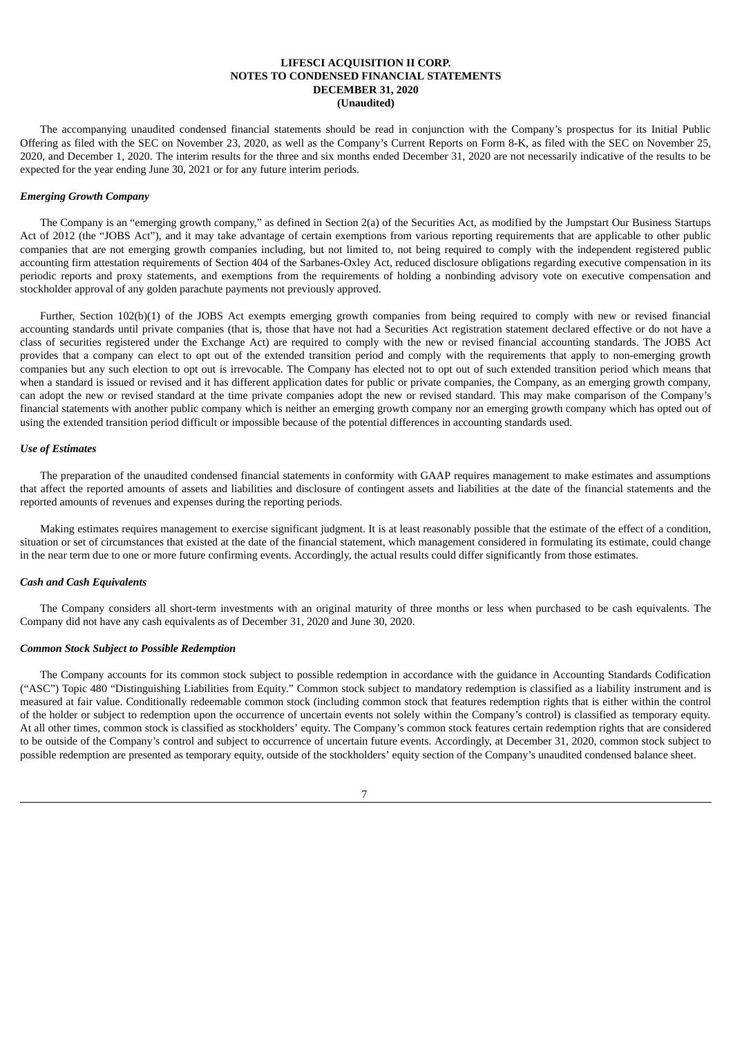# LIFESCI ACQUISITION II CORP.
## NOTES TO CONDENSED FINANCIAL STATEMENTS
## DECEMBER 31, 2020
## (Unaudited)

The accompanying unaudited condensed financial statements should be read in conjunction with the Company's prospectus for its Initial Public Offering as filed with the SEC on November 23, 2020, as well as the Company's Current Reports on Form 8-K, as filed with the SEC on November 25, 2020, and December 1, 2020. The interim results for the three and six months ended December 31, 2020 are not necessarily indicative of the results to be expected for the year ending June 30, 2021 or for any future interim periods.

***Emerging Growth Company***

The Company is an "emerging growth company," as defined in Section 2(a) of the Securities Act, as modified by the Jumpstart Our Business Startups Act of 2012 (the "JOBS Act"), and it may take advantage of certain exemptions from various reporting requirements that are applicable to other public companies that are not emerging growth companies including, but not limited to, not being required to comply with the independent registered public accounting firm attestation requirements of Section 404 of the Sarbanes-Oxley Act, reduced disclosure obligations regarding executive compensation in its periodic reports and proxy statements, and exemptions from the requirements of holding a nonbinding advisory vote on executive compensation and stockholder approval of any golden parachute payments not previously approved.

Further, Section 102(b)(1) of the JOBS Act exempts emerging growth companies from being required to comply with new or revised financial accounting standards until private companies (that is, those that have not had a Securities Act registration statement declared effective or do not have a class of securities registered under the Exchange Act) are required to comply with the new or revised financial accounting standards. The JOBS Act provides that a company can elect to opt out of the extended transition period and comply with the requirements that apply to non-emerging growth companies but any such election to opt out is irrevocable. The Company has elected not to opt out of such extended transition period which means that when a standard is issued or revised and it has different application dates for public or private companies, the Company, as an emerging growth company, can adopt the new or revised standard at the time private companies adopt the new or revised standard. This may make comparison of the Company's financial statements with another public company which is neither an emerging growth company nor an emerging growth company which has opted out of using the extended transition period difficult or impossible because of the potential differences in accounting standards used.

***Use of Estimates***

The preparation of the unaudited condensed financial statements in conformity with GAAP requires management to make estimates and assumptions that affect the reported amounts of assets and liabilities and disclosure of contingent assets and liabilities at the date of the financial statements and the reported amounts of revenues and expenses during the reporting periods.

Making estimates requires management to exercise significant judgment. It is at least reasonably possible that the estimate of the effect of a condition, situation or set of circumstances that existed at the date of the financial statement, which management considered in formulating its estimate, could change in the near term due to one or more future confirming events. Accordingly, the actual results could differ significantly from those estimates.

***Cash and Cash Equivalents***

The Company considers all short-term investments with an original maturity of three months or less when purchased to be cash equivalents. The Company did not have any cash equivalents as of December 31, 2020 and June 30, 2020.

***Common Stock Subject to Possible Redemption***

The Company accounts for its common stock subject to possible redemption in accordance with the guidance in Accounting Standards Codification ("ASC") Topic 480 "Distinguishing Liabilities from Equity." Common stock subject to mandatory redemption is classified as a liability instrument and is measured at fair value. Conditionally redeemable common stock (including common stock that features redemption rights that is either within the control of the holder or subject to redemption upon the occurrence of uncertain events not solely within the Company's control) is classified as temporary equity. At all other times, common stock is classified as stockholders' equity. The Company's common stock features certain redemption rights that are considered to be outside of the Company's control and subject to occurrence of uncertain future events. Accordingly, at December 31, 2020, common stock subject to possible redemption are presented as temporary equity, outside of the stockholders' equity section of the Company's unaudited condensed balance sheet.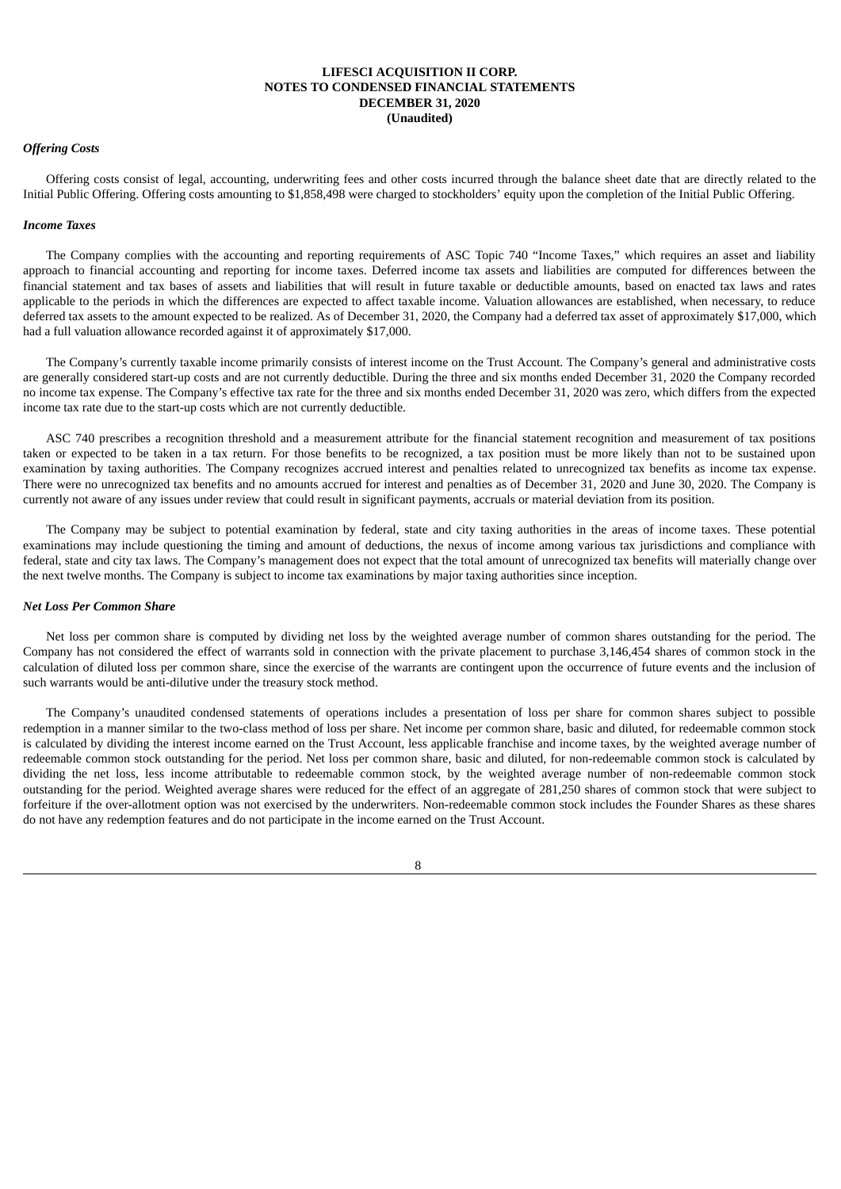### *Offering Costs*

Offering costs consist of legal, accounting, underwriting fees and other costs incurred through the balance sheet date that are directly related to the Initial Public Offering. Offering costs amounting to $1,858,498 were charged to stockholders' equity upon the completion of the Initial Public Offering.

### *Income Taxes*

The Company complies with the accounting and reporting requirements of ASC Topic 740 "Income Taxes," which requires an asset and liability approach to financial accounting and reporting for income taxes. Deferred income tax assets and liabilities are computed for differences between the financial statement and tax bases of assets and liabilities that will result in future taxable or deductible amounts, based on enacted tax laws and rates applicable to the periods in which the differences are expected to affect taxable income. Valuation allowances are established, when necessary, to reduce deferred tax assets to the amount expected to be realized. As of December 31, 2020, the Company had a deferred tax asset of approximately $17,000, which had a full valuation allowance recorded against it of approximately $17,000.

The Company's currently taxable income primarily consists of interest income on the Trust Account. The Company's general and administrative costs are generally considered start-up costs and are not currently deductible. During the three and six months ended December 31, 2020 the Company recorded no income tax expense. The Company's effective tax rate for the three and six months ended December 31, 2020 was zero, which differs from the expected income tax rate due to the start-up costs which are not currently deductible.

ASC 740 prescribes a recognition threshold and a measurement attribute for the financial statement recognition and measurement of tax positions taken or expected to be taken in a tax return. For those benefits to be recognized, a tax position must be more likely than not to be sustained upon examination by taxing authorities. The Company recognizes accrued interest and penalties related to unrecognized tax benefits as income tax expense. There were no unrecognized tax benefits and no amounts accrued for interest and penalties as of December 31, 2020 and June 30, 2020. The Company is currently not aware of any issues under review that could result in significant payments, accruals or material deviation from its position.

The Company may be subject to potential examination by federal, state and city taxing authorities in the areas of income taxes. These potential examinations may include questioning the timing and amount of deductions, the nexus of income among various tax jurisdictions and compliance with federal, state and city tax laws. The Company's management does not expect that the total amount of unrecognized tax benefits will materially change over the next twelve months. The Company is subject to income tax examinations by major taxing authorities since inception.

### *Net Loss Per Common Share*

Net loss per common share is computed by dividing net loss by the weighted average number of common shares outstanding for the period. The Company has not considered the effect of warrants sold in connection with the private placement to purchase 3,146,454 shares of common stock in the calculation of diluted loss per common share, since the exercise of the warrants are contingent upon the occurrence of future events and the inclusion of such warrants would be anti-dilutive under the treasury stock method.

The Company's unaudited condensed statements of operations includes a presentation of loss per share for common shares subject to possible redemption in a manner similar to the two-class method of loss per share. Net income per common share, basic and diluted, for redeemable common stock is calculated by dividing the interest income earned on the Trust Account, less applicable franchise and income taxes, by the weighted average number of redeemable common stock outstanding for the period. Net loss per common share, basic and diluted, for non-redeemable common stock is calculated by dividing the net loss, less income attributable to redeemable common stock, by the weighted average number of non-redeemable common stock outstanding for the period. Weighted average shares were reduced for the effect of an aggregate of 281,250 shares of common stock that were subject to forfeiture if the over-allotment option was not exercised by the underwriters. Non-redeemable common stock includes the Founder Shares as these shares do not have any redemption features and do not participate in the income earned on the Trust Account.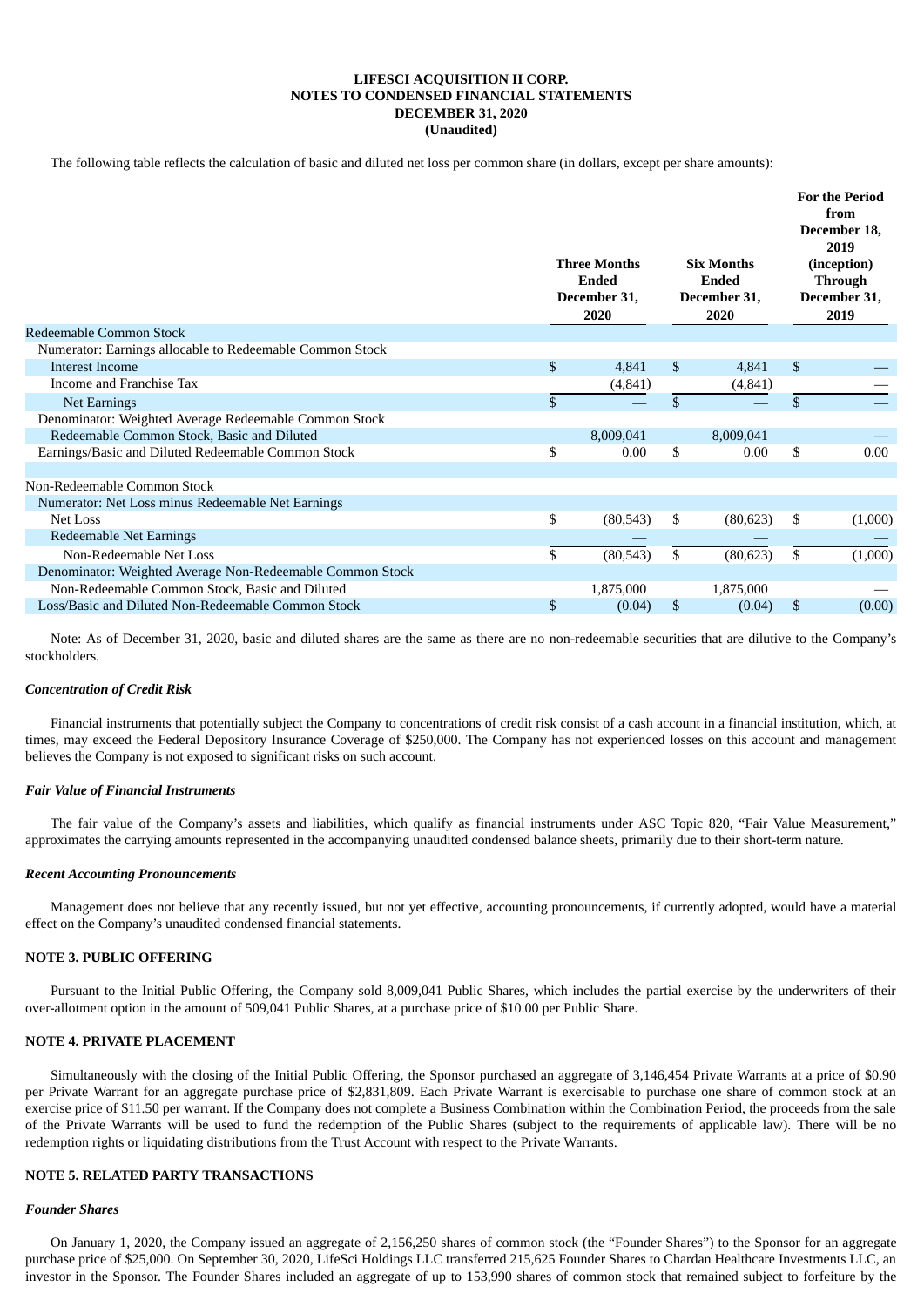**LIFESCI ACQUISITION II CORP.**
**NOTES TO CONDENSED FINANCIAL STATEMENTS**
**DECEMBER 31, 2020**
**(Unaudited)**

The following table reflects the calculation of basic and diluted net loss per common share (in dollars, except per share amounts):

| | Three Months Ended December 31, 2020 | Six Months Ended December 31, 2020 | For the Period from December 18, 2019 (inception) Through December 31, 2019 |
|---|---|---|---|
| Redeemable Common Stock | | | |
| Numerator: Earnings allocable to Redeemable Common Stock | | | |
| Interest Income | $ 4,841 | $ 4,841 | $ — |
| Income and Franchise Tax | (4,841) | (4,841) | — |
| Net Earnings | $ — | $ — | $ — |
| Denominator: Weighted Average Redeemable Common Stock | | | |
| Redeemable Common Stock, Basic and Diluted | 8,009,041 | 8,009,041 | — |
| Earnings/Basic and Diluted Redeemable Common Stock | $ 0.00 | $ 0.00 | $ 0.00 |
| | | | |
| Non-Redeemable Common Stock | | | |
| Numerator: Net Loss minus Redeemable Net Earnings | | | |
| Net Loss | $ (80,543) | $ (80,623) | $ (1,000) |
| Redeemable Net Earnings | — | — | — |
| Non-Redeemable Net Loss | $ (80,543) | $ (80,623) | $ (1,000) |
| Denominator: Weighted Average Non-Redeemable Common Stock | | | |
| Non-Redeemable Common Stock, Basic and Diluted | 1,875,000 | 1,875,000 | — |
| Loss/Basic and Diluted Non-Redeemable Common Stock | $ (0.04) | $ (0.04) | $ (0.00) |

Note: As of December 31, 2020, basic and diluted shares are the same as there are no non-redeemable securities that are dilutive to the Company's stockholders.

***Concentration of Credit Risk***

Financial instruments that potentially subject the Company to concentrations of credit risk consist of a cash account in a financial institution, which, at times, may exceed the Federal Depository Insurance Coverage of $250,000. The Company has not experienced losses on this account and management believes the Company is not exposed to significant risks on such account.

***Fair Value of Financial Instruments***

The fair value of the Company's assets and liabilities, which qualify as financial instruments under ASC Topic 820, "Fair Value Measurement," approximates the carrying amounts represented in the accompanying unaudited condensed balance sheets, primarily due to their short-term nature.

***Recent Accounting Pronouncements***

Management does not believe that any recently issued, but not yet effective, accounting pronouncements, if currently adopted, would have a material effect on the Company's unaudited condensed financial statements.

**NOTE 3. PUBLIC OFFERING**

Pursuant to the Initial Public Offering, the Company sold 8,009,041 Public Shares, which includes the partial exercise by the underwriters of their over-allotment option in the amount of 509,041 Public Shares, at a purchase price of $10.00 per Public Share.

**NOTE 4. PRIVATE PLACEMENT**

Simultaneously with the closing of the Initial Public Offering, the Sponsor purchased an aggregate of 3,146,454 Private Warrants at a price of $0.90 per Private Warrant for an aggregate purchase price of $2,831,809. Each Private Warrant is exercisable to purchase one share of common stock at an exercise price of $11.50 per warrant. If the Company does not complete a Business Combination within the Combination Period, the proceeds from the sale of the Private Warrants will be used to fund the redemption of the Public Shares (subject to the requirements of applicable law). There will be no redemption rights or liquidating distributions from the Trust Account with respect to the Private Warrants.

**NOTE 5. RELATED PARTY TRANSACTIONS**

***Founder Shares***

On January 1, 2020, the Company issued an aggregate of 2,156,250 shares of common stock (the "Founder Shares") to the Sponsor for an aggregate purchase price of $25,000. On September 30, 2020, LifeSci Holdings LLC transferred 215,625 Founder Shares to Chardan Healthcare Investments LLC, an investor in the Sponsor. The Founder Shares included an aggregate of up to 153,990 shares of common stock that remained subject to forfeiture by the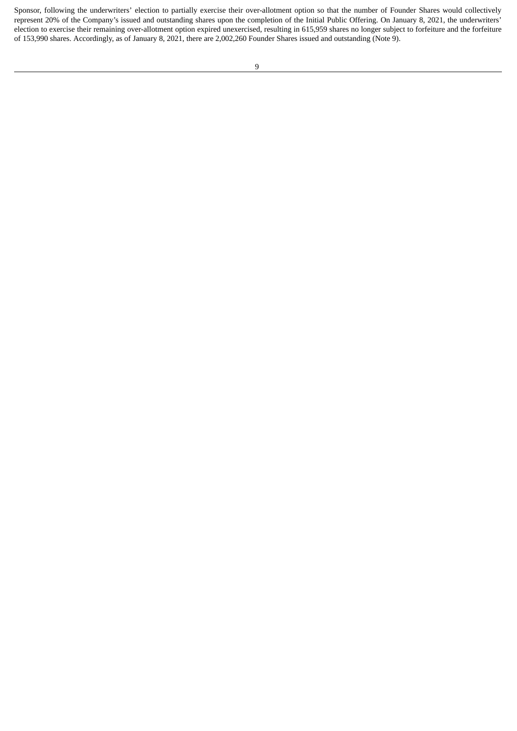Sponsor, following the underwriters' election to partially exercise their over-allotment option so that the number of Founder Shares would collectively represent 20% of the Company's issued and outstanding shares upon the completion of the Initial Public Offering. On January 8, 2021, the underwriters' election to exercise their remaining over-allotment option expired unexercised, resulting in 615,959 shares no longer subject to forfeiture and the forfeiture of 153,990 shares. Accordingly, as of January 8, 2021, there are 2,002,260 Founder Shares issued and outstanding (Note 9).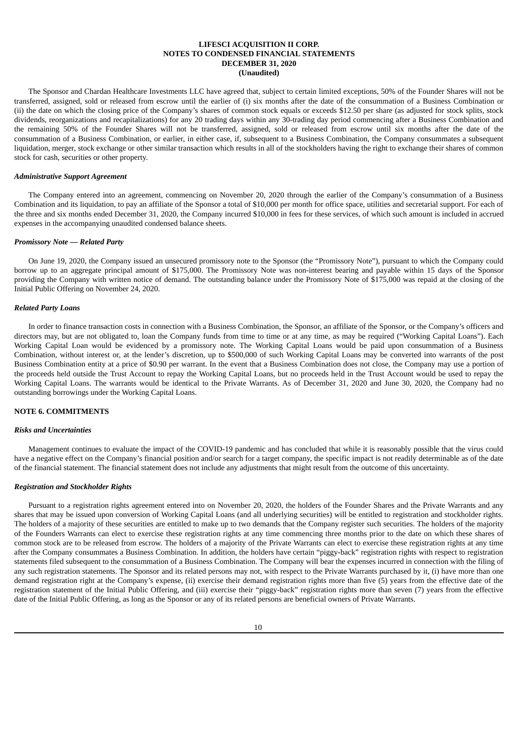The Sponsor and Chardan Healthcare Investments LLC have agreed that, subject to certain limited exceptions, 50% of the Founder Shares will not be transferred, assigned, sold or released from escrow until the earlier of (i) six months after the date of the consummation of a Business Combination or (ii) the date on which the closing price of the Company's shares of common stock equals or exceeds $12.50 per share (as adjusted for stock splits, stock dividends, reorganizations and recapitalizations) for any 20 trading days within any 30-trading day period commencing after a Business Combination and the remaining 50% of the Founder Shares will not be transferred, assigned, sold or released from escrow until six months after the date of the consummation of a Business Combination, or earlier, in either case, if, subsequent to a Business Combination, the Company consummates a subsequent liquidation, merger, stock exchange or other similar transaction which results in all of the stockholders having the right to exchange their shares of common stock for cash, securities or other property.

***Administrative Support Agreement***

The Company entered into an agreement, commencing on November 20, 2020 through the earlier of the Company's consummation of a Business Combination and its liquidation, to pay an affiliate of the Sponsor a total of $10,000 per month for office space, utilities and secretarial support. For each of the three and six months ended December 31, 2020, the Company incurred $10,000 in fees for these services, of which such amount is included in accrued expenses in the accompanying unaudited condensed balance sheets.

***Promissory Note — Related Party***

On June 19, 2020, the Company issued an unsecured promissory note to the Sponsor (the "Promissory Note"), pursuant to which the Company could borrow up to an aggregate principal amount of $175,000. The Promissory Note was non-interest bearing and payable within 15 days of the Sponsor providing the Company with written notice of demand. The outstanding balance under the Promissory Note of $175,000 was repaid at the closing of the Initial Public Offering on November 24, 2020.

***Related Party Loans***

In order to finance transaction costs in connection with a Business Combination, the Sponsor, an affiliate of the Sponsor, or the Company's officers and directors may, but are not obligated to, loan the Company funds from time to time or at any time, as may be required ("Working Capital Loans"). Each Working Capital Loan would be evidenced by a promissory note. The Working Capital Loans would be paid upon consummation of a Business Combination, without interest or, at the lender's discretion, up to $500,000 of such Working Capital Loans may be converted into warrants of the post Business Combination entity at a price of $0.90 per warrant. In the event that a Business Combination does not close, the Company may use a portion of the proceeds held outside the Trust Account to repay the Working Capital Loans, but no proceeds held in the Trust Account would be used to repay the Working Capital Loans. The warrants would be identical to the Private Warrants. As of December 31, 2020 and June 30, 2020, the Company had no outstanding borrowings under the Working Capital Loans.

**NOTE 6. COMMITMENTS**

***Risks and Uncertainties***

Management continues to evaluate the impact of the COVID-19 pandemic and has concluded that while it is reasonably possible that the virus could have a negative effect on the Company's financial position and/or search for a target company, the specific impact is not readily determinable as of the date of the financial statement. The financial statement does not include any adjustments that might result from the outcome of this uncertainty.

***Registration and Stockholder Rights***

Pursuant to a registration rights agreement entered into on November 20, 2020, the holders of the Founder Shares and the Private Warrants and any shares that may be issued upon conversion of Working Capital Loans (and all underlying securities) will be entitled to registration and stockholder rights. The holders of a majority of these securities are entitled to make up to two demands that the Company register such securities. The holders of the majority of the Founders Warrants can elect to exercise these registration rights at any time commencing three months prior to the date on which these shares of common stock are to be released from escrow. The holders of a majority of the Private Warrants can elect to exercise these registration rights at any time after the Company consummates a Business Combination. In addition, the holders have certain "piggy-back" registration rights with respect to registration statements filed subsequent to the consummation of a Business Combination. The Company will bear the expenses incurred in connection with the filing of any such registration statements. The Sponsor and its related persons may not, with respect to the Private Warrants purchased by it, (i) have more than one demand registration right at the Company's expense, (ii) exercise their demand registration rights more than five (5) years from the effective date of the registration statement of the Initial Public Offering, and (iii) exercise their "piggy-back" registration rights more than seven (7) years from the effective date of the Initial Public Offering, as long as the Sponsor or any of its related persons are beneficial owners of Private Warrants.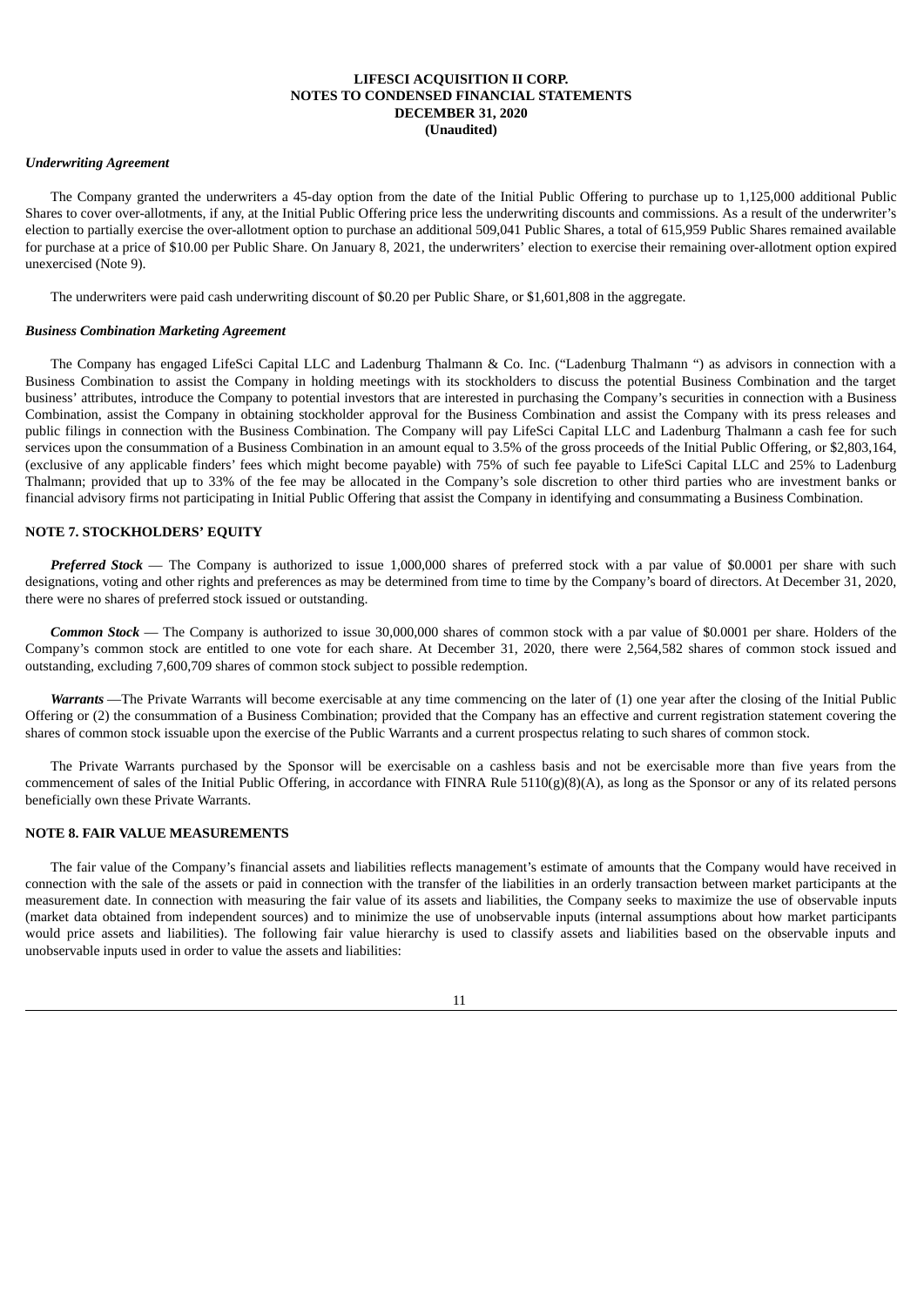### *Underwriting Agreement*

The Company granted the underwriters a 45-day option from the date of the Initial Public Offering to purchase up to 1,125,000 additional Public Shares to cover over-allotments, if any, at the Initial Public Offering price less the underwriting discounts and commissions. As a result of the underwriter's election to partially exercise the over-allotment option to purchase an additional 509,041 Public Shares, a total of 615,959 Public Shares remained available for purchase at a price of $10.00 per Public Share. On January 8, 2021, the underwriters' election to exercise their remaining over-allotment option expired unexercised (Note 9).

The underwriters were paid cash underwriting discount of $0.20 per Public Share, or $1,601,808 in the aggregate.

### *Business Combination Marketing Agreement*

The Company has engaged LifeSci Capital LLC and Ladenburg Thalmann & Co. Inc. ("Ladenburg Thalmann ") as advisors in connection with a Business Combination to assist the Company in holding meetings with its stockholders to discuss the potential Business Combination and the target business' attributes, introduce the Company to potential investors that are interested in purchasing the Company's securities in connection with a Business Combination, assist the Company in obtaining stockholder approval for the Business Combination and assist the Company with its press releases and public filings in connection with the Business Combination. The Company will pay LifeSci Capital LLC and Ladenburg Thalmann a cash fee for such services upon the consummation of a Business Combination in an amount equal to 3.5% of the gross proceeds of the Initial Public Offering, or $2,803,164, (exclusive of any applicable finders' fees which might become payable) with 75% of such fee payable to LifeSci Capital LLC and 25% to Ladenburg Thalmann; provided that up to 33% of the fee may be allocated in the Company's sole discretion to other third parties who are investment banks or financial advisory firms not participating in Initial Public Offering that assist the Company in identifying and consummating a Business Combination.

## NOTE 7. STOCKHOLDERS' EQUITY

***Preferred Stock*** — The Company is authorized to issue 1,000,000 shares of preferred stock with a par value of $0.0001 per share with such designations, voting and other rights and preferences as may be determined from time to time by the Company's board of directors. At December 31, 2020, there were no shares of preferred stock issued or outstanding.

***Common Stock*** — The Company is authorized to issue 30,000,000 shares of common stock with a par value of $0.0001 per share. Holders of the Company's common stock are entitled to one vote for each share. At December 31, 2020, there were 2,564,582 shares of common stock issued and outstanding, excluding 7,600,709 shares of common stock subject to possible redemption.

***Warrants*** —The Private Warrants will become exercisable at any time commencing on the later of (1) one year after the closing of the Initial Public Offering or (2) the consummation of a Business Combination; provided that the Company has an effective and current registration statement covering the shares of common stock issuable upon the exercise of the Public Warrants and a current prospectus relating to such shares of common stock.

The Private Warrants purchased by the Sponsor will be exercisable on a cashless basis and not be exercisable more than five years from the commencement of sales of the Initial Public Offering, in accordance with FINRA Rule 5110(g)(8)(A), as long as the Sponsor or any of its related persons beneficially own these Private Warrants.

## NOTE 8. FAIR VALUE MEASUREMENTS

The fair value of the Company's financial assets and liabilities reflects management's estimate of amounts that the Company would have received in connection with the sale of the assets or paid in connection with the transfer of the liabilities in an orderly transaction between market participants at the measurement date. In connection with measuring the fair value of its assets and liabilities, the Company seeks to maximize the use of observable inputs (market data obtained from independent sources) and to minimize the use of unobservable inputs (internal assumptions about how market participants would price assets and liabilities). The following fair value hierarchy is used to classify assets and liabilities based on the observable inputs and unobservable inputs used in order to value the assets and liabilities: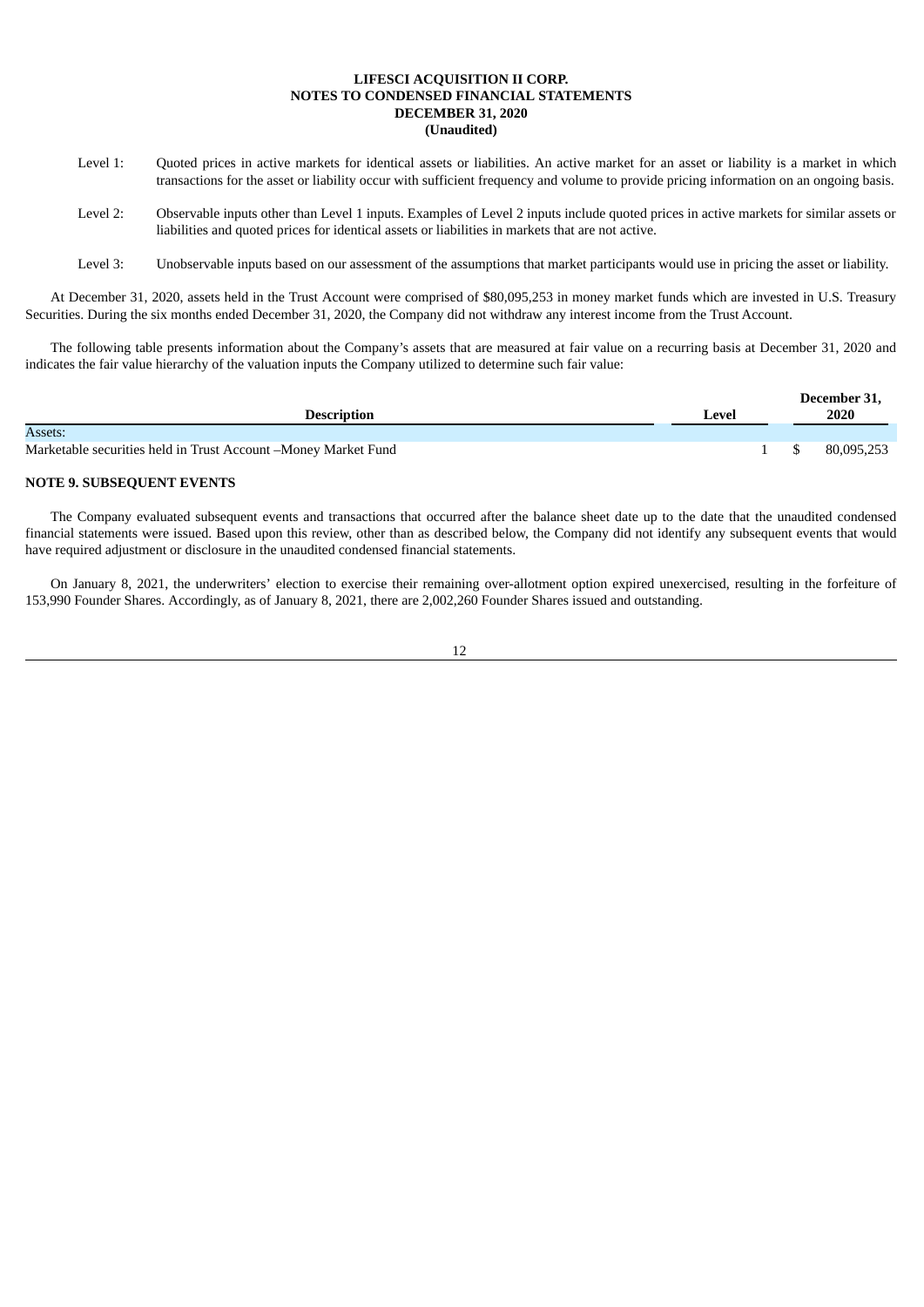Level 1: Quoted prices in active markets for identical assets or liabilities. An active market for an asset or liability is a market in which transactions for the asset or liability occur with sufficient frequency and volume to provide pricing information on an ongoing basis.

Level 2: Observable inputs other than Level 1 inputs. Examples of Level 2 inputs include quoted prices in active markets for similar assets or liabilities and quoted prices for identical assets or liabilities in markets that are not active.

Level 3: Unobservable inputs based on our assessment of the assumptions that market participants would use in pricing the asset or liability.

At December 31, 2020, assets held in the Trust Account were comprised of $80,095,253 in money market funds which are invested in U.S. Treasury Securities. During the six months ended December 31, 2020, the Company did not withdraw any interest income from the Trust Account.

The following table presents information about the Company's assets that are measured at fair value on a recurring basis at December 31, 2020 and indicates the fair value hierarchy of the valuation inputs the Company utilized to determine such fair value:

| Description | Level | December 31, 2020 |
|---|---|---|
| Assets: | | |
| Marketable securities held in Trust Account –Money Market Fund | 1 | $ 80,095,253 |

**NOTE 9. SUBSEQUENT EVENTS**

The Company evaluated subsequent events and transactions that occurred after the balance sheet date up to the date that the unaudited condensed financial statements were issued. Based upon this review, other than as described below, the Company did not identify any subsequent events that would have required adjustment or disclosure in the unaudited condensed financial statements.

On January 8, 2021, the underwriters' election to exercise their remaining over-allotment option expired unexercised, resulting in the forfeiture of 153,990 Founder Shares. Accordingly, as of January 8, 2021, there are 2,002,260 Founder Shares issued and outstanding.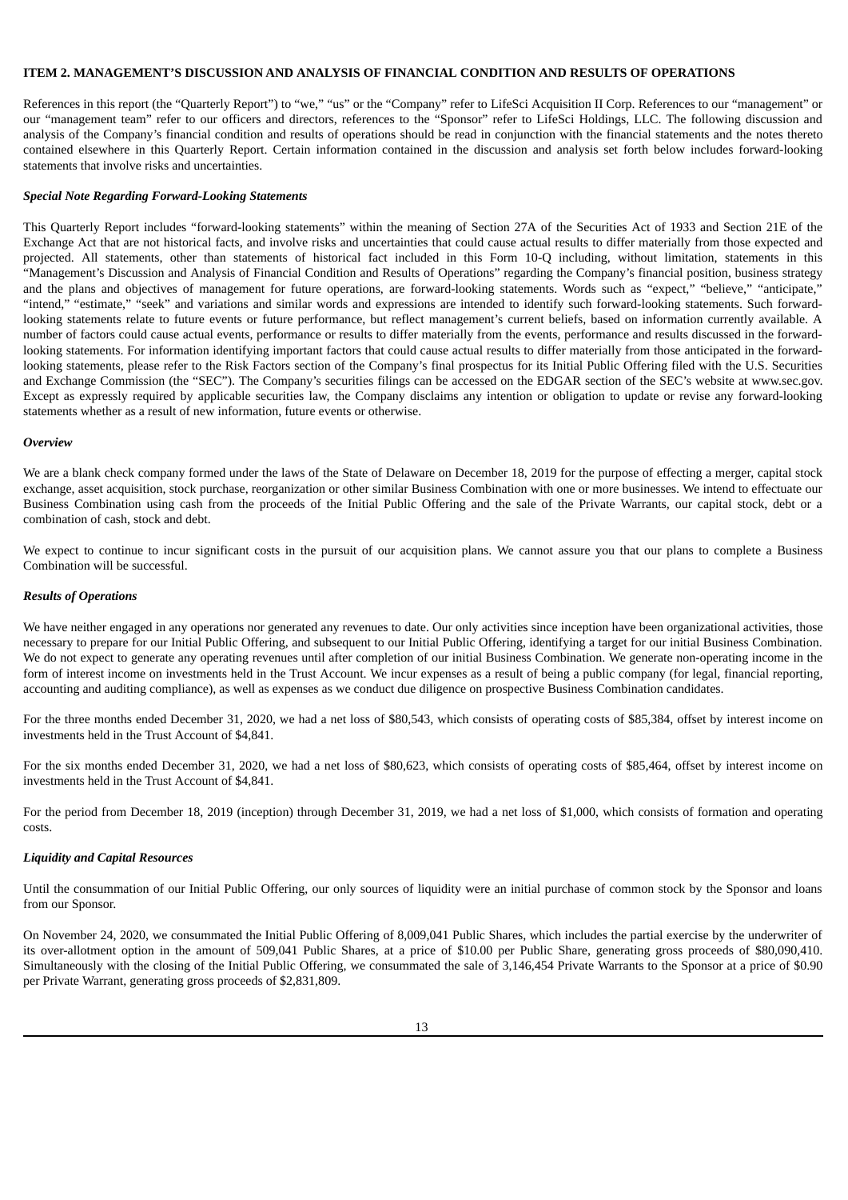### ITEM 2. MANAGEMENT'S DISCUSSION AND ANALYSIS OF FINANCIAL CONDITION AND RESULTS OF OPERATIONS

References in this report (the "Quarterly Report") to "we," "us" or the "Company" refer to LifeSci Acquisition II Corp. References to our "management" or our "management team" refer to our officers and directors, references to the "Sponsor" refer to LifeSci Holdings, LLC. The following discussion and analysis of the Company's financial condition and results of operations should be read in conjunction with the financial statements and the notes thereto contained elsewhere in this Quarterly Report. Certain information contained in the discussion and analysis set forth below includes forward-looking statements that involve risks and uncertainties.

***Special Note Regarding Forward-Looking Statements***

This Quarterly Report includes "forward-looking statements" within the meaning of Section 27A of the Securities Act of 1933 and Section 21E of the Exchange Act that are not historical facts, and involve risks and uncertainties that could cause actual results to differ materially from those expected and projected. All statements, other than statements of historical fact included in this Form 10-Q including, without limitation, statements in this "Management's Discussion and Analysis of Financial Condition and Results of Operations" regarding the Company's financial position, business strategy and the plans and objectives of management for future operations, are forward-looking statements. Words such as "expect," "believe," "anticipate," "intend," "estimate," "seek" and variations and similar words and expressions are intended to identify such forward-looking statements. Such forward-looking statements relate to future events or future performance, but reflect management's current beliefs, based on information currently available. A number of factors could cause actual events, performance or results to differ materially from the events, performance and results discussed in the forward-looking statements. For information identifying important factors that could cause actual results to differ materially from those anticipated in the forward-looking statements, please refer to the Risk Factors section of the Company's final prospectus for its Initial Public Offering filed with the U.S. Securities and Exchange Commission (the "SEC"). The Company's securities filings can be accessed on the EDGAR section of the SEC's website at www.sec.gov. Except as expressly required by applicable securities law, the Company disclaims any intention or obligation to update or revise any forward-looking statements whether as a result of new information, future events or otherwise.

***Overview***

We are a blank check company formed under the laws of the State of Delaware on December 18, 2019 for the purpose of effecting a merger, capital stock exchange, asset acquisition, stock purchase, reorganization or other similar Business Combination with one or more businesses. We intend to effectuate our Business Combination using cash from the proceeds of the Initial Public Offering and the sale of the Private Warrants, our capital stock, debt or a combination of cash, stock and debt.

We expect to continue to incur significant costs in the pursuit of our acquisition plans. We cannot assure you that our plans to complete a Business Combination will be successful.

***Results of Operations***

We have neither engaged in any operations nor generated any revenues to date. Our only activities since inception have been organizational activities, those necessary to prepare for our Initial Public Offering, and subsequent to our Initial Public Offering, identifying a target for our initial Business Combination. We do not expect to generate any operating revenues until after completion of our initial Business Combination. We generate non-operating income in the form of interest income on investments held in the Trust Account. We incur expenses as a result of being a public company (for legal, financial reporting, accounting and auditing compliance), as well as expenses as we conduct due diligence on prospective Business Combination candidates.

For the three months ended December 31, 2020, we had a net loss of $80,543, which consists of operating costs of $85,384, offset by interest income on investments held in the Trust Account of $4,841.

For the six months ended December 31, 2020, we had a net loss of $80,623, which consists of operating costs of $85,464, offset by interest income on investments held in the Trust Account of $4,841.

For the period from December 18, 2019 (inception) through December 31, 2019, we had a net loss of $1,000, which consists of formation and operating costs.

***Liquidity and Capital Resources***

Until the consummation of our Initial Public Offering, our only sources of liquidity were an initial purchase of common stock by the Sponsor and loans from our Sponsor.

On November 24, 2020, we consummated the Initial Public Offering of 8,009,041 Public Shares, which includes the partial exercise by the underwriter of its over-allotment option in the amount of 509,041 Public Shares, at a price of $10.00 per Public Share, generating gross proceeds of $80,090,410. Simultaneously with the closing of the Initial Public Offering, we consummated the sale of 3,146,454 Private Warrants to the Sponsor at a price of $0.90 per Private Warrant, generating gross proceeds of $2,831,809.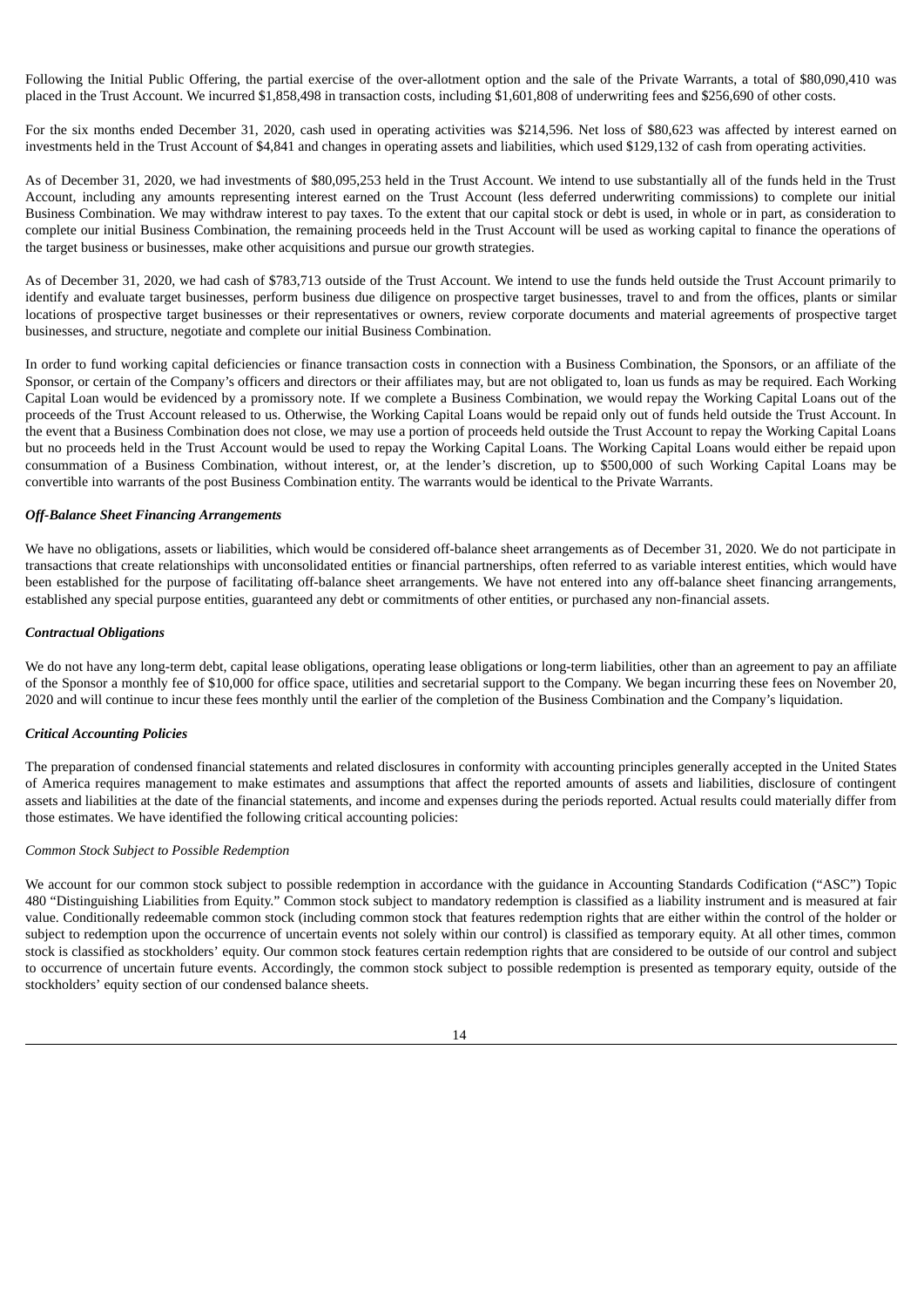Following the Initial Public Offering, the partial exercise of the over-allotment option and the sale of the Private Warrants, a total of $80,090,410 was placed in the Trust Account. We incurred $1,858,498 in transaction costs, including $1,601,808 of underwriting fees and $256,690 of other costs.

For the six months ended December 31, 2020, cash used in operating activities was $214,596. Net loss of $80,623 was affected by interest earned on investments held in the Trust Account of $4,841 and changes in operating assets and liabilities, which used $129,132 of cash from operating activities.

As of December 31, 2020, we had investments of $80,095,253 held in the Trust Account. We intend to use substantially all of the funds held in the Trust Account, including any amounts representing interest earned on the Trust Account (less deferred underwriting commissions) to complete our initial Business Combination. We may withdraw interest to pay taxes. To the extent that our capital stock or debt is used, in whole or in part, as consideration to complete our initial Business Combination, the remaining proceeds held in the Trust Account will be used as working capital to finance the operations of the target business or businesses, make other acquisitions and pursue our growth strategies.

As of December 31, 2020, we had cash of $783,713 outside of the Trust Account. We intend to use the funds held outside the Trust Account primarily to identify and evaluate target businesses, perform business due diligence on prospective target businesses, travel to and from the offices, plants or similar locations of prospective target businesses or their representatives or owners, review corporate documents and material agreements of prospective target businesses, and structure, negotiate and complete our initial Business Combination.

In order to fund working capital deficiencies or finance transaction costs in connection with a Business Combination, the Sponsors, or an affiliate of the Sponsor, or certain of the Company's officers and directors or their affiliates may, but are not obligated to, loan us funds as may be required. Each Working Capital Loan would be evidenced by a promissory note. If we complete a Business Combination, we would repay the Working Capital Loans out of the proceeds of the Trust Account released to us. Otherwise, the Working Capital Loans would be repaid only out of funds held outside the Trust Account. In the event that a Business Combination does not close, we may use a portion of proceeds held outside the Trust Account to repay the Working Capital Loans but no proceeds held in the Trust Account would be used to repay the Working Capital Loans. The Working Capital Loans would either be repaid upon consummation of a Business Combination, without interest, or, at the lender's discretion, up to $500,000 of such Working Capital Loans may be convertible into warrants of the post Business Combination entity. The warrants would be identical to the Private Warrants.

### *Off-Balance Sheet Financing Arrangements*

We have no obligations, assets or liabilities, which would be considered off-balance sheet arrangements as of December 31, 2020. We do not participate in transactions that create relationships with unconsolidated entities or financial partnerships, often referred to as variable interest entities, which would have been established for the purpose of facilitating off-balance sheet arrangements. We have not entered into any off-balance sheet financing arrangements, established any special purpose entities, guaranteed any debt or commitments of other entities, or purchased any non-financial assets.

### *Contractual Obligations*

We do not have any long-term debt, capital lease obligations, operating lease obligations or long-term liabilities, other than an agreement to pay an affiliate of the Sponsor a monthly fee of $10,000 for office space, utilities and secretarial support to the Company. We began incurring these fees on November 20, 2020 and will continue to incur these fees monthly until the earlier of the completion of the Business Combination and the Company's liquidation.

### *Critical Accounting Policies*

The preparation of condensed financial statements and related disclosures in conformity with accounting principles generally accepted in the United States of America requires management to make estimates and assumptions that affect the reported amounts of assets and liabilities, disclosure of contingent assets and liabilities at the date of the financial statements, and income and expenses during the periods reported. Actual results could materially differ from those estimates. We have identified the following critical accounting policies:

*Common Stock Subject to Possible Redemption*

We account for our common stock subject to possible redemption in accordance with the guidance in Accounting Standards Codification ("ASC") Topic 480 "Distinguishing Liabilities from Equity." Common stock subject to mandatory redemption is classified as a liability instrument and is measured at fair value. Conditionally redeemable common stock (including common stock that features redemption rights that are either within the control of the holder or subject to redemption upon the occurrence of uncertain events not solely within our control) is classified as temporary equity. At all other times, common stock is classified as stockholders' equity. Our common stock features certain redemption rights that are considered to be outside of our control and subject to occurrence of uncertain future events. Accordingly, the common stock subject to possible redemption is presented as temporary equity, outside of the stockholders' equity section of our condensed balance sheets.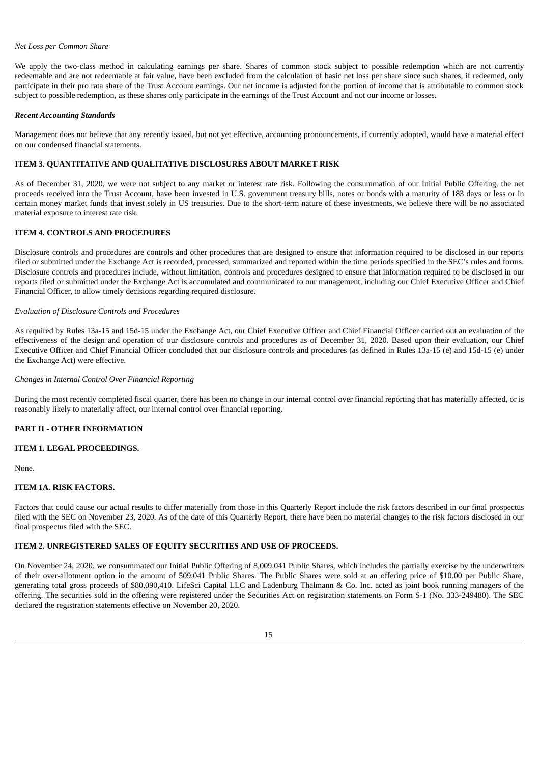*Net Loss per Common Share*

We apply the two-class method in calculating earnings per share. Shares of common stock subject to possible redemption which are not currently redeemable and are not redeemable at fair value, have been excluded from the calculation of basic net loss per share since such shares, if redeemed, only participate in their pro rata share of the Trust Account earnings. Our net income is adjusted for the portion of income that is attributable to common stock subject to possible redemption, as these shares only participate in the earnings of the Trust Account and not our income or losses.

***Recent Accounting Standards***

Management does not believe that any recently issued, but not yet effective, accounting pronouncements, if currently adopted, would have a material effect on our condensed financial statements.

### ITEM 3. QUANTITATIVE AND QUALITATIVE DISCLOSURES ABOUT MARKET RISK

As of December 31, 2020, we were not subject to any market or interest rate risk. Following the consummation of our Initial Public Offering, the net proceeds received into the Trust Account, have been invested in U.S. government treasury bills, notes or bonds with a maturity of 183 days or less or in certain money market funds that invest solely in US treasuries. Due to the short-term nature of these investments, we believe there will be no associated material exposure to interest rate risk.

### ITEM 4. CONTROLS AND PROCEDURES

Disclosure controls and procedures are controls and other procedures that are designed to ensure that information required to be disclosed in our reports filed or submitted under the Exchange Act is recorded, processed, summarized and reported within the time periods specified in the SEC's rules and forms. Disclosure controls and procedures include, without limitation, controls and procedures designed to ensure that information required to be disclosed in our reports filed or submitted under the Exchange Act is accumulated and communicated to our management, including our Chief Executive Officer and Chief Financial Officer, to allow timely decisions regarding required disclosure.

*Evaluation of Disclosure Controls and Procedures*

As required by Rules 13a-15 and 15d-15 under the Exchange Act, our Chief Executive Officer and Chief Financial Officer carried out an evaluation of the effectiveness of the design and operation of our disclosure controls and procedures as of December 31, 2020. Based upon their evaluation, our Chief Executive Officer and Chief Financial Officer concluded that our disclosure controls and procedures (as defined in Rules 13a-15 (e) and 15d-15 (e) under the Exchange Act) were effective.

*Changes in Internal Control Over Financial Reporting*

During the most recently completed fiscal quarter, there has been no change in our internal control over financial reporting that has materially affected, or is reasonably likely to materially affect, our internal control over financial reporting.

## PART II - OTHER INFORMATION

### ITEM 1. LEGAL PROCEEDINGS.

None.

### ITEM 1A. RISK FACTORS.

Factors that could cause our actual results to differ materially from those in this Quarterly Report include the risk factors described in our final prospectus filed with the SEC on November 23, 2020. As of the date of this Quarterly Report, there have been no material changes to the risk factors disclosed in our final prospectus filed with the SEC.

### ITEM 2. UNREGISTERED SALES OF EQUITY SECURITIES AND USE OF PROCEEDS.

On November 24, 2020, we consummated our Initial Public Offering of 8,009,041 Public Shares, which includes the partially exercise by the underwriters of their over-allotment option in the amount of 509,041 Public Shares. The Public Shares were sold at an offering price of $10.00 per Public Share, generating total gross proceeds of $80,090,410. LifeSci Capital LLC and Ladenburg Thalmann & Co. Inc. acted as joint book running managers of the offering. The securities sold in the offering were registered under the Securities Act on registration statements on Form S-1 (No. 333-249480). The SEC declared the registration statements effective on November 20, 2020.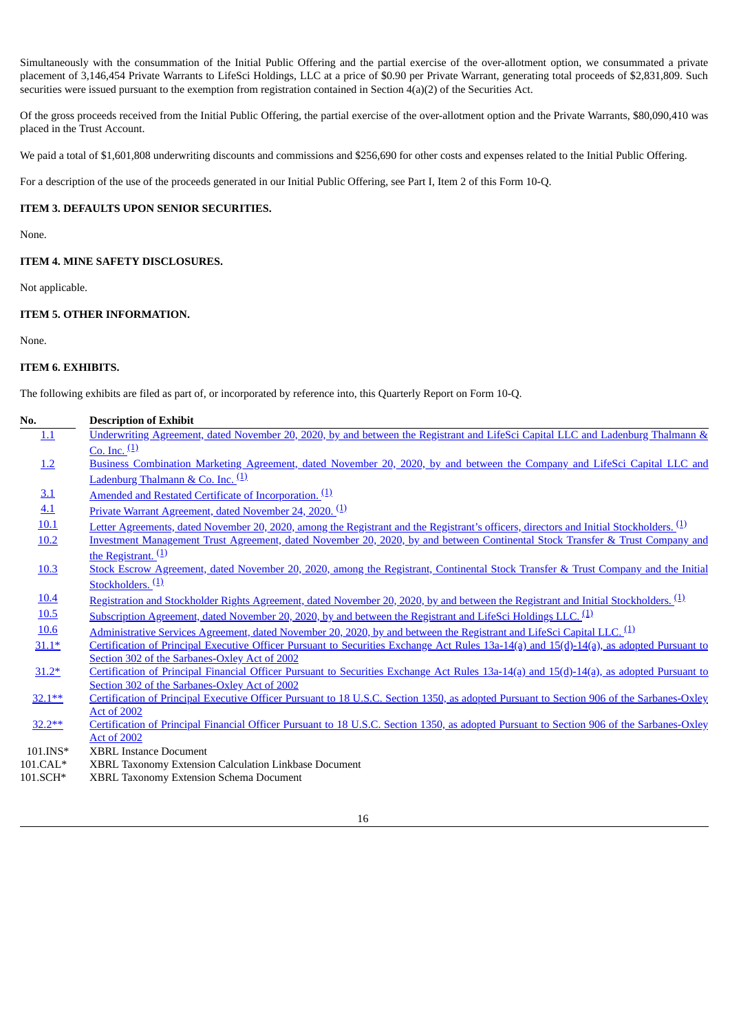Simultaneously with the consummation of the Initial Public Offering and the partial exercise of the over-allotment option, we consummated a private placement of 3,146,454 Private Warrants to LifeSci Holdings, LLC at a price of $0.90 per Private Warrant, generating total proceeds of $2,831,809. Such securities were issued pursuant to the exemption from registration contained in Section 4(a)(2) of the Securities Act.

Of the gross proceeds received from the Initial Public Offering, the partial exercise of the over-allotment option and the Private Warrants, $80,090,410 was placed in the Trust Account.

We paid a total of $1,601,808 underwriting discounts and commissions and $256,690 for other costs and expenses related to the Initial Public Offering.

For a description of the use of the proceeds generated in our Initial Public Offering, see Part I, Item 2 of this Form 10-Q.

### ITEM 3. DEFAULTS UPON SENIOR SECURITIES.

None.

### ITEM 4. MINE SAFETY DISCLOSURES.

Not applicable.

### ITEM 5. OTHER INFORMATION.

None.

### ITEM 6. EXHIBITS.

The following exhibits are filed as part of, or incorporated by reference into, this Quarterly Report on Form 10-Q.

| No. | Description of Exhibit |
|---|---|
| 1.1 | Underwriting Agreement, dated November 20, 2020, by and between the Registrant and LifeSci Capital LLC and Ladenburg Thalmann & Co. Inc. [(1)] |
| 1.2 | Business Combination Marketing Agreement, dated November 20, 2020, by and between the Company and LifeSci Capital LLC and Ladenburg Thalmann & Co. Inc. [(1)] |
| 3.1 | Amended and Restated Certificate of Incorporation. [(1)] |
| 4.1 | Private Warrant Agreement, dated November 24, 2020. [(1)] |
| 10.1 | Letter Agreements, dated November 20, 2020, among the Registrant and the Registrant's officers, directors and Initial Stockholders. [(1)] |
| 10.2 | Investment Management Trust Agreement, dated November 20, 2020, by and between Continental Stock Transfer & Trust Company and the Registrant. [(1)] |
| 10.3 | Stock Escrow Agreement, dated November 20, 2020, among the Registrant, Continental Stock Transfer & Trust Company and the Initial Stockholders. [(1)] |
| 10.4 | Registration and Stockholder Rights Agreement, dated November 20, 2020, by and between the Registrant and Initial Stockholders. [(1)] |
| 10.5 | Subscription Agreement, dated November 20, 2020, by and between the Registrant and LifeSci Holdings LLC. [(1)] |
| 10.6 | Administrative Services Agreement, dated November 20, 2020, by and between the Registrant and LifeSci Capital LLC. [(1)] |
| 31.1* | Certification of Principal Executive Officer Pursuant to Securities Exchange Act Rules 13a-14(a) and 15(d)-14(a), as adopted Pursuant to Section 302 of the Sarbanes-Oxley Act of 2002 |
| 31.2* | Certification of Principal Financial Officer Pursuant to Securities Exchange Act Rules 13a-14(a) and 15(d)-14(a), as adopted Pursuant to Section 302 of the Sarbanes-Oxley Act of 2002 |
| 32.1** | Certification of Principal Executive Officer Pursuant to 18 U.S.C. Section 1350, as adopted Pursuant to Section 906 of the Sarbanes-Oxley Act of 2002 |
| 32.2** | Certification of Principal Financial Officer Pursuant to 18 U.S.C. Section 1350, as adopted Pursuant to Section 906 of the Sarbanes-Oxley Act of 2002 |
| 101.INS* | XBRL Instance Document |
| 101.CAL* | XBRL Taxonomy Extension Calculation Linkbase Document |
| 101.SCH* | XBRL Taxonomy Extension Schema Document |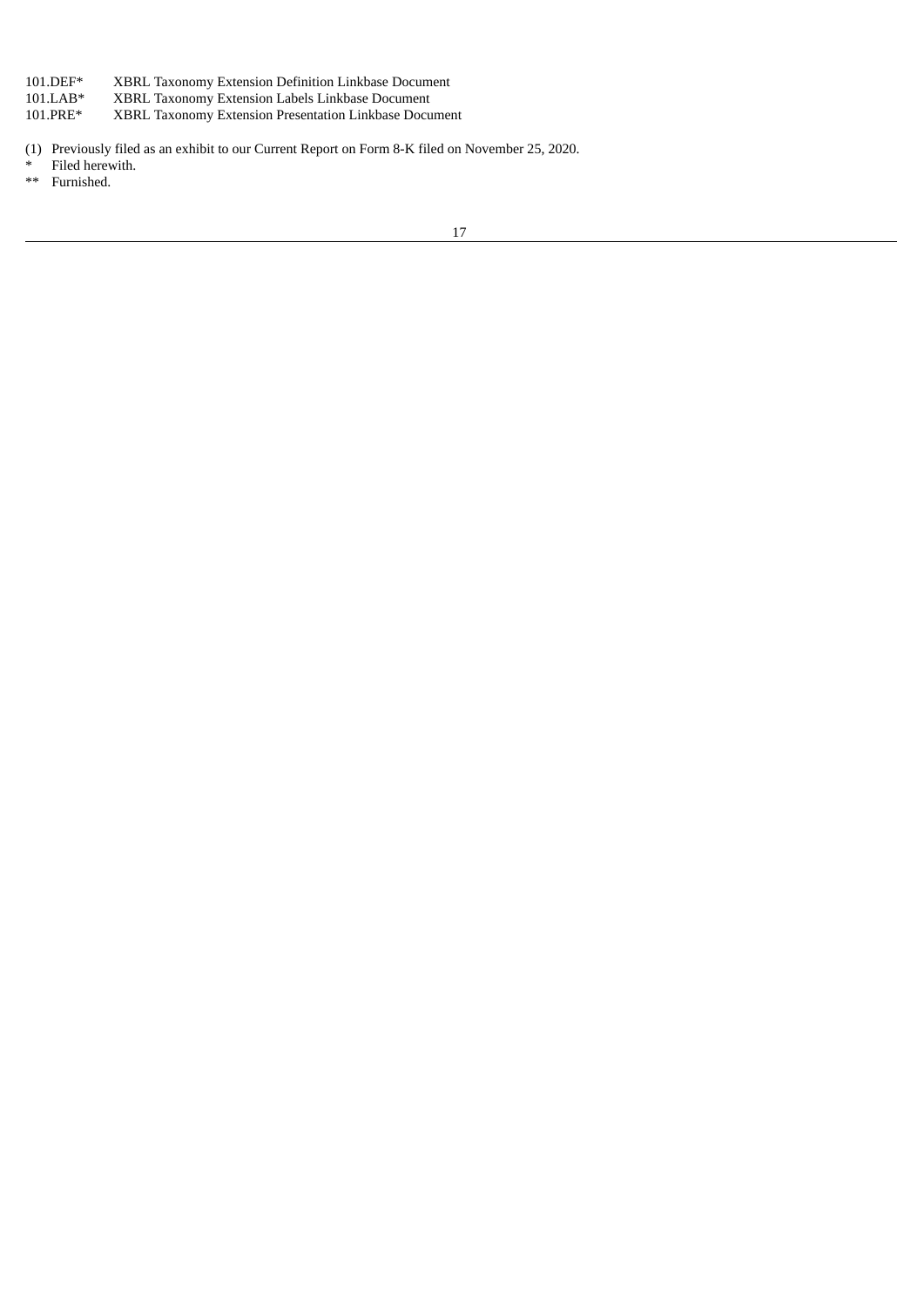| | |
|---|---|
| 101.DEF* | XBRL Taxonomy Extension Definition Linkbase Document |
| 101.LAB* | XBRL Taxonomy Extension Labels Linkbase Document |
| 101.PRE* | XBRL Taxonomy Extension Presentation Linkbase Document |

(1) Previously filed as an exhibit to our Current Report on Form 8-K filed on November 25, 2020.

\* Filed herewith.

\** Furnished.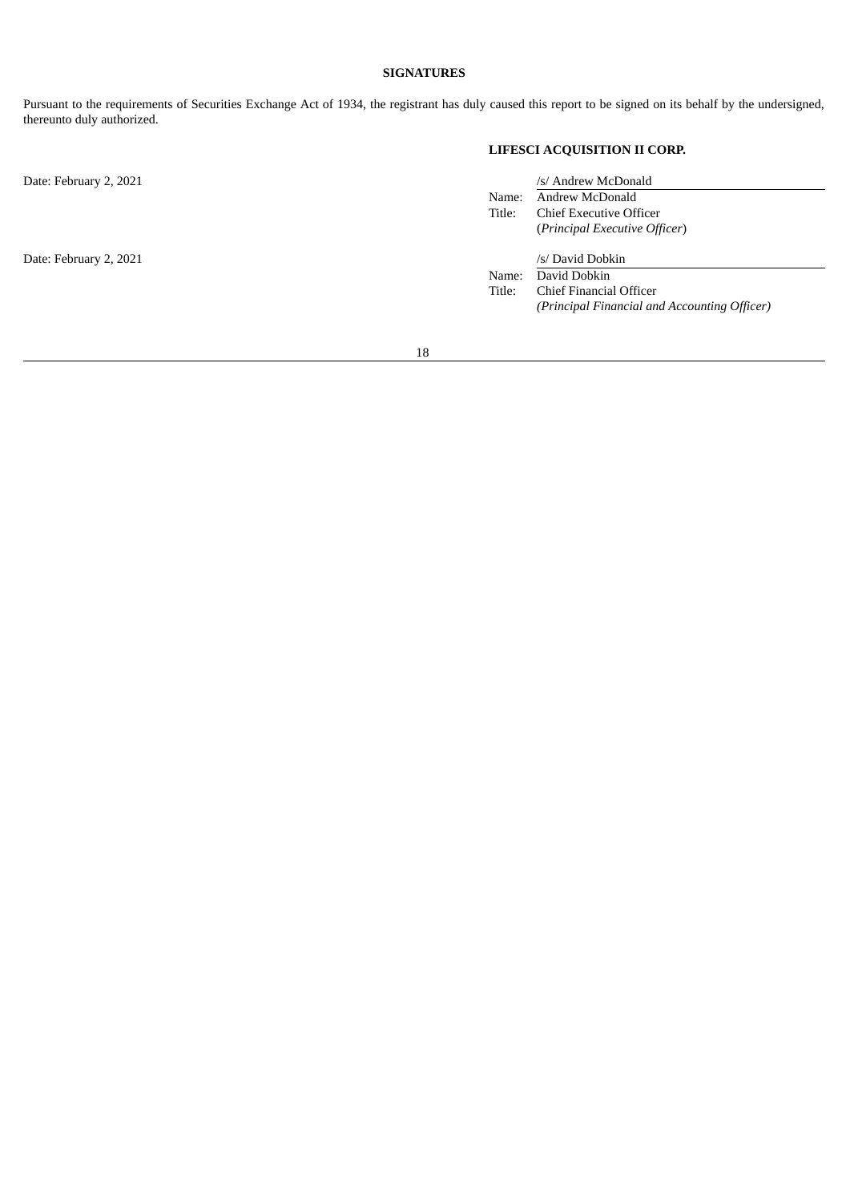**SIGNATURES**

Pursuant to the requirements of Securities Exchange Act of 1934, the registrant has duly caused this report to be signed on its behalf by the undersigned, thereunto duly authorized.

**LIFESCI ACQUISITION II CORP.**

| | | |
|---|---|---|
| Date: February 2, 2021 | | /s/ Andrew McDonald |
| | Name: | Andrew McDonald |
| | Title: | Chief Executive Officer<br>(*Principal Executive Officer*) |
| Date: February 2, 2021 | | /s/ David Dobkin |
| | Name: | David Dobkin |
| | Title: | Chief Financial Officer<br>*(Principal Financial and Accounting Officer)* |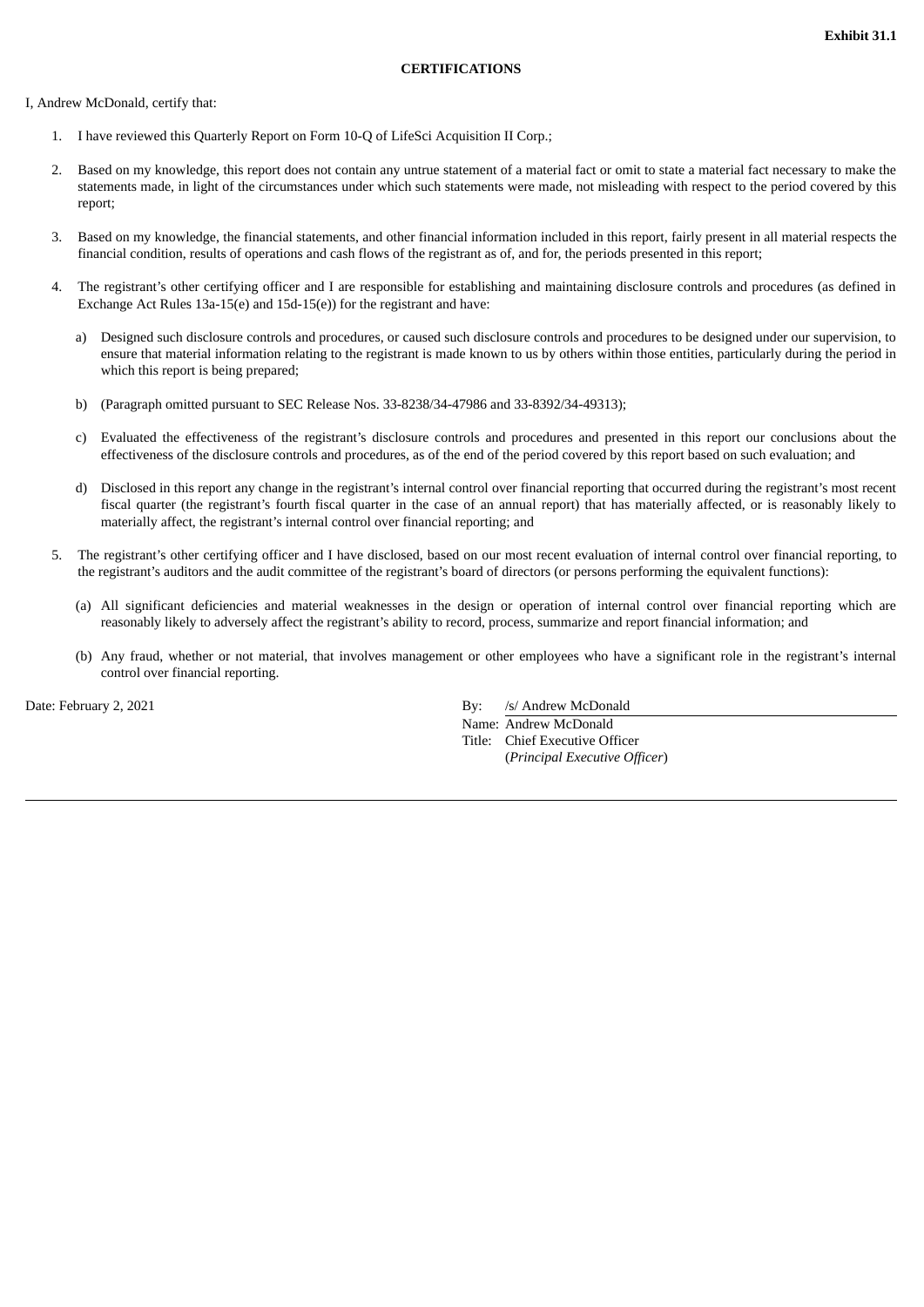**Exhibit 31.1**

**CERTIFICATIONS**

I, Andrew McDonald, certify that:

1. I have reviewed this Quarterly Report on Form 10-Q of LifeSci Acquisition II Corp.;

2. Based on my knowledge, this report does not contain any untrue statement of a material fact or omit to state a material fact necessary to make the statements made, in light of the circumstances under which such statements were made, not misleading with respect to the period covered by this report;

3. Based on my knowledge, the financial statements, and other financial information included in this report, fairly present in all material respects the financial condition, results of operations and cash flows of the registrant as of, and for, the periods presented in this report;

4. The registrant's other certifying officer and I are responsible for establishing and maintaining disclosure controls and procedures (as defined in Exchange Act Rules 13a-15(e) and 15d-15(e)) for the registrant and have:

   a) Designed such disclosure controls and procedures, or caused such disclosure controls and procedures to be designed under our supervision, to ensure that material information relating to the registrant is made known to us by others within those entities, particularly during the period in which this report is being prepared;

   b) (Paragraph omitted pursuant to SEC Release Nos. 33-8238/34-47986 and 33-8392/34-49313);

   c) Evaluated the effectiveness of the registrant's disclosure controls and procedures and presented in this report our conclusions about the effectiveness of the disclosure controls and procedures, as of the end of the period covered by this report based on such evaluation; and

   d) Disclosed in this report any change in the registrant's internal control over financial reporting that occurred during the registrant's most recent fiscal quarter (the registrant's fourth fiscal quarter in the case of an annual report) that has materially affected, or is reasonably likely to materially affect, the registrant's internal control over financial reporting; and

5. The registrant's other certifying officer and I have disclosed, based on our most recent evaluation of internal control over financial reporting, to the registrant's auditors and the audit committee of the registrant's board of directors (or persons performing the equivalent functions):

   (a) All significant deficiencies and material weaknesses in the design or operation of internal control over financial reporting which are reasonably likely to adversely affect the registrant's ability to record, process, summarize and report financial information; and

   (b) Any fraud, whether or not material, that involves management or other employees who have a significant role in the registrant's internal control over financial reporting.

Date: February 2, 2021

By: /s/ Andrew McDonald
Name: Andrew McDonald
Title: Chief Executive Officer
(*Principal Executive Officer*)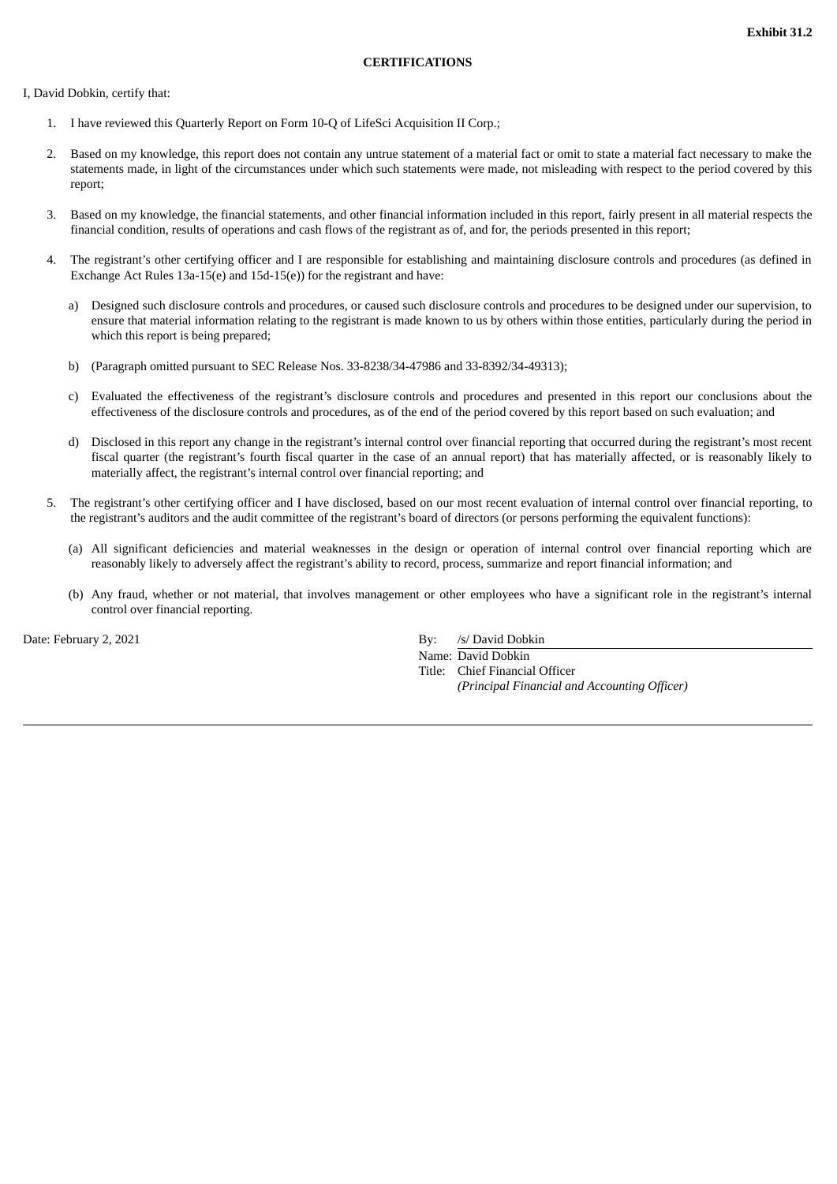**Exhibit 31.2**

**CERTIFICATIONS**

I, David Dobkin, certify that:

1. I have reviewed this Quarterly Report on Form 10-Q of LifeSci Acquisition II Corp.;

2. Based on my knowledge, this report does not contain any untrue statement of a material fact or omit to state a material fact necessary to make the statements made, in light of the circumstances under which such statements were made, not misleading with respect to the period covered by this report;

3. Based on my knowledge, the financial statements, and other financial information included in this report, fairly present in all material respects the financial condition, results of operations and cash flows of the registrant as of, and for, the periods presented in this report;

4. The registrant's other certifying officer and I are responsible for establishing and maintaining disclosure controls and procedures (as defined in Exchange Act Rules 13a-15(e) and 15d-15(e)) for the registrant and have:

   a) Designed such disclosure controls and procedures, or caused such disclosure controls and procedures to be designed under our supervision, to ensure that material information relating to the registrant is made known to us by others within those entities, particularly during the period in which this report is being prepared;

   b) (Paragraph omitted pursuant to SEC Release Nos. 33-8238/34-47986 and 33-8392/34-49313);

   c) Evaluated the effectiveness of the registrant's disclosure controls and procedures and presented in this report our conclusions about the effectiveness of the disclosure controls and procedures, as of the end of the period covered by this report based on such evaluation; and

   d) Disclosed in this report any change in the registrant's internal control over financial reporting that occurred during the registrant's most recent fiscal quarter (the registrant's fourth fiscal quarter in the case of an annual report) that has materially affected, or is reasonably likely to materially affect, the registrant's internal control over financial reporting; and

5. The registrant's other certifying officer and I have disclosed, based on our most recent evaluation of internal control over financial reporting, to the registrant's auditors and the audit committee of the registrant's board of directors (or persons performing the equivalent functions):

   (a) All significant deficiencies and material weaknesses in the design or operation of internal control over financial reporting which are reasonably likely to adversely affect the registrant's ability to record, process, summarize and report financial information; and

   (b) Any fraud, whether or not material, that involves management or other employees who have a significant role in the registrant's internal control over financial reporting.

Date: February 2, 2021

By: /s/ David Dobkin
Name: David Dobkin
Title: Chief Financial Officer
*(Principal Financial and Accounting Officer)*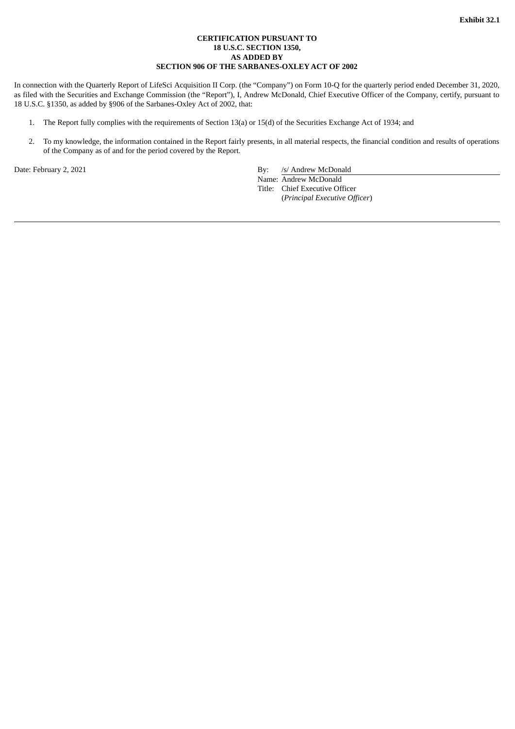**Exhibit 32.1**

**CERTIFICATION PURSUANT TO**
**18 U.S.C. SECTION 1350,**
**AS ADDED BY**
**SECTION 906 OF THE SARBANES-OXLEY ACT OF 2002**

In connection with the Quarterly Report of LifeSci Acquisition II Corp. (the "Company") on Form 10-Q for the quarterly period ended December 31, 2020, as filed with the Securities and Exchange Commission (the "Report"), I, Andrew McDonald, Chief Executive Officer of the Company, certify, pursuant to 18 U.S.C. §1350, as added by §906 of the Sarbanes-Oxley Act of 2002, that:

1. The Report fully complies with the requirements of Section 13(a) or 15(d) of the Securities Exchange Act of 1934; and
2. To my knowledge, the information contained in the Report fairly presents, in all material respects, the financial condition and results of operations of the Company as of and for the period covered by the Report.

Date: February 2, 2021

By: /s/ Andrew McDonald
Name: Andrew McDonald
Title: Chief Executive Officer
(*Principal Executive Officer*)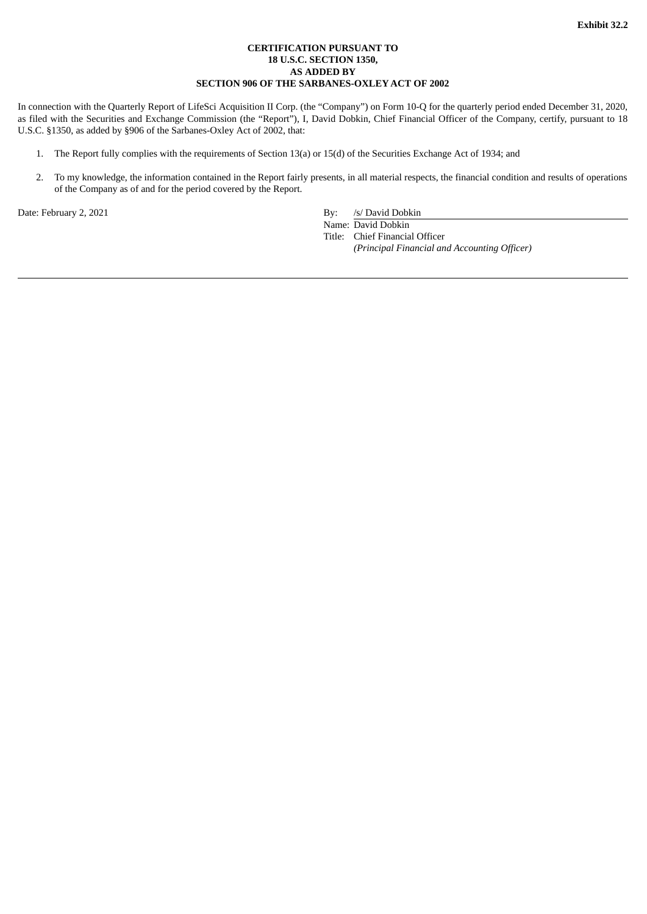**Exhibit 32.2**

**CERTIFICATION PURSUANT TO**
**18 U.S.C. SECTION 1350,**
**AS ADDED BY**
**SECTION 906 OF THE SARBANES-OXLEY ACT OF 2002**

In connection with the Quarterly Report of LifeSci Acquisition II Corp. (the "Company") on Form 10-Q for the quarterly period ended December 31, 2020, as filed with the Securities and Exchange Commission (the "Report"), I, David Dobkin, Chief Financial Officer of the Company, certify, pursuant to 18 U.S.C. §1350, as added by §906 of the Sarbanes-Oxley Act of 2002, that:

1. The Report fully complies with the requirements of Section 13(a) or 15(d) of the Securities Exchange Act of 1934; and

2. To my knowledge, the information contained in the Report fairly presents, in all material respects, the financial condition and results of operations of the Company as of and for the period covered by the Report.

Date: February 2, 2021

By: /s/ David Dobkin
Name: David Dobkin
Title: Chief Financial Officer
*(Principal Financial and Accounting Officer)*